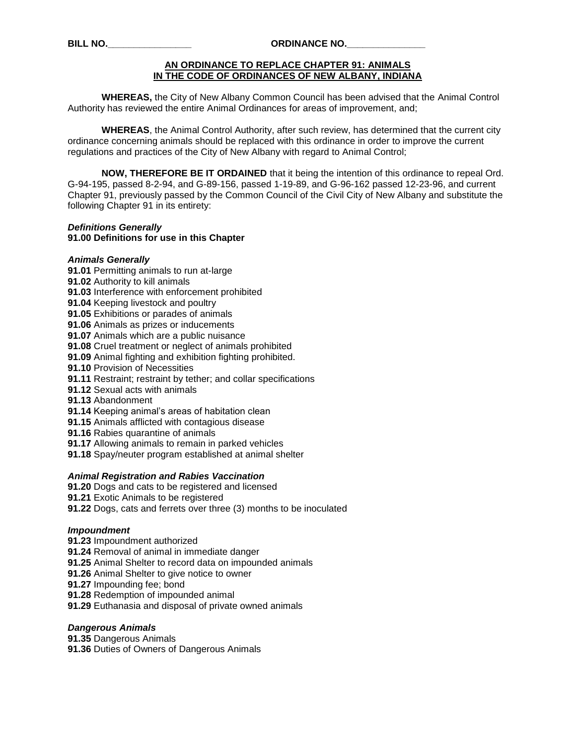**BILL NO.________________**　　　　　　　　**ORDINANCE NO._______________**

## AN ORDINANCE TO REPLACE CHAPTER 91: ANIMALS IN THE CODE OF ORDINANCES OF NEW ALBANY, INDIANA

**WHEREAS,** the City of New Albany Common Council has been advised that the Animal Control Authority has reviewed the entire Animal Ordinances for areas of improvement, and;

**WHEREAS**, the Animal Control Authority, after such review, has determined that the current city ordinance concerning animals should be replaced with this ordinance in order to improve the current regulations and practices of the City of New Albany with regard to Animal Control;

**NOW, THEREFORE BE IT ORDAINED** that it being the intention of this ordinance to repeal Ord. G-94-195, passed 8-2-94, and G-89-156, passed 1-19-89, and G-96-162 passed 12-23-96, and current Chapter 91, previously passed by the Common Council of the Civil City of New Albany and substitute the following Chapter 91 in its entirety:

***Definitions Generally***
**91.00 Definitions for use in this Chapter**

***Animals Generally***
**91.01** Permitting animals to run at-large
**91.02** Authority to kill animals
**91.03** Interference with enforcement prohibited
**91.04** Keeping livestock and poultry
**91.05** Exhibitions or parades of animals
**91.06** Animals as prizes or inducements
**91.07** Animals which are a public nuisance
**91.08** Cruel treatment or neglect of animals prohibited
**91.09** Animal fighting and exhibition fighting prohibited.
**91.10** Provision of Necessities
**91.11** Restraint; restraint by tether; and collar specifications
**91.12** Sexual acts with animals
**91.13** Abandonment
**91.14** Keeping animal's areas of habitation clean
**91.15** Animals afflicted with contagious disease
**91.16** Rabies quarantine of animals
**91.17** Allowing animals to remain in parked vehicles
**91.18** Spay/neuter program established at animal shelter

***Animal Registration and Rabies Vaccination***
**91.20** Dogs and cats to be registered and licensed
**91.21** Exotic Animals to be registered
**91.22** Dogs, cats and ferrets over three (3) months to be inoculated

***Impoundment***
**91.23** Impoundment authorized
**91.24** Removal of animal in immediate danger
**91.25** Animal Shelter to record data on impounded animals
**91.26** Animal Shelter to give notice to owner
**91.27** Impounding fee; bond
**91.28** Redemption of impounded animal
**91.29** Euthanasia and disposal of private owned animals

***Dangerous Animals***
**91.35** Dangerous Animals
**91.36** Duties of Owners of Dangerous Animals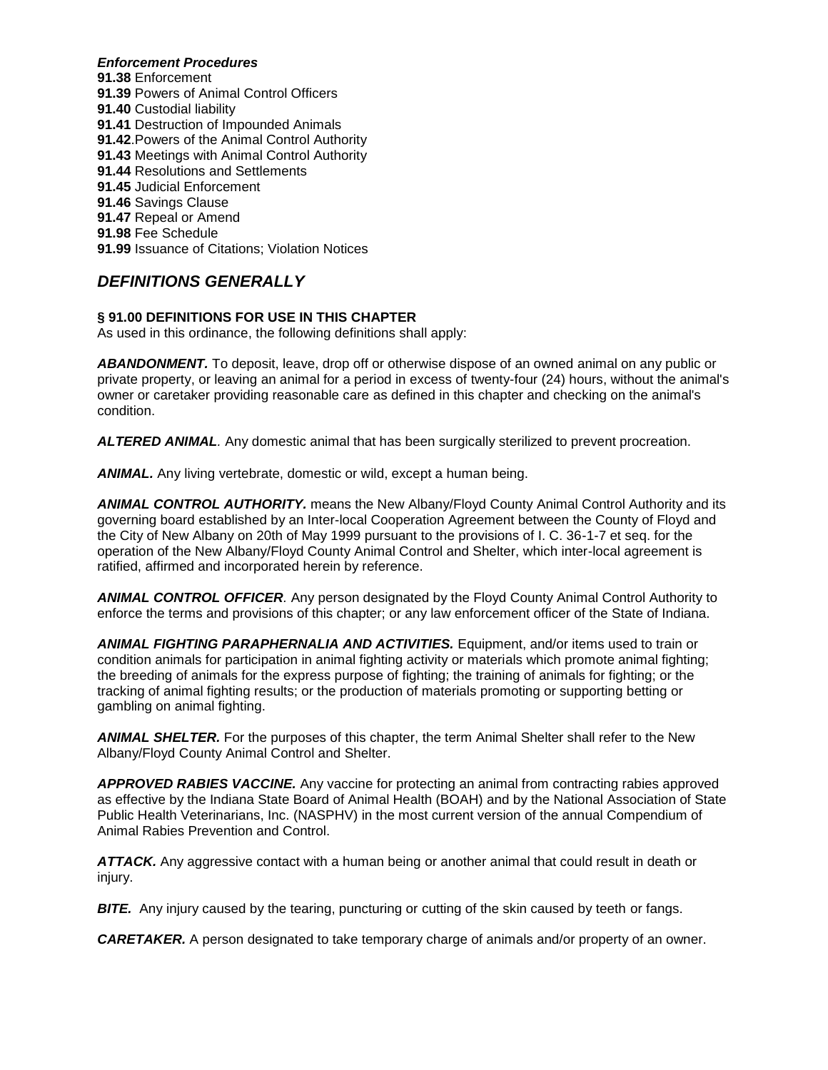***Enforcement Procedures***
**91.38** Enforcement
**91.39** Powers of Animal Control Officers
**91.40** Custodial liability
**91.41** Destruction of Impounded Animals
**91.42**.Powers of the Animal Control Authority
**91.43** Meetings with Animal Control Authority
**91.44** Resolutions and Settlements
**91.45** Judicial Enforcement
**91.46** Savings Clause
**91.47** Repeal or Amend
**91.98** Fee Schedule
**91.99** Issuance of Citations; Violation Notices

## *DEFINITIONS GENERALLY*

**§ 91.00 DEFINITIONS FOR USE IN THIS CHAPTER**
As used in this ordinance, the following definitions shall apply:

***ABANDONMENT.*** To deposit, leave, drop off or otherwise dispose of an owned animal on any public or private property, or leaving an animal for a period in excess of twenty-four (24) hours, without the animal's owner or caretaker providing reasonable care as defined in this chapter and checking on the animal's condition.

***ALTERED ANIMAL****.* Any domestic animal that has been surgically sterilized to prevent procreation.

***ANIMAL.*** Any living vertebrate, domestic or wild, except a human being.

***ANIMAL CONTROL AUTHORITY.*** means the New Albany/Floyd County Animal Control Authority and its governing board established by an Inter-local Cooperation Agreement between the County of Floyd and the City of New Albany on 20th of May 1999 pursuant to the provisions of I. C. 36-1-7 et seq. for the operation of the New Albany/Floyd County Animal Control and Shelter, which inter-local agreement is ratified, affirmed and incorporated herein by reference.

***ANIMAL CONTROL OFFICER****.* Any person designated by the Floyd County Animal Control Authority to enforce the terms and provisions of this chapter; or any law enforcement officer of the State of Indiana.

***ANIMAL FIGHTING PARAPHERNALIA AND ACTIVITIES.*** Equipment, and/or items used to train or condition animals for participation in animal fighting activity or materials which promote animal fighting; the breeding of animals for the express purpose of fighting; the training of animals for fighting; or the tracking of animal fighting results; or the production of materials promoting or supporting betting or gambling on animal fighting.

***ANIMAL SHELTER.*** For the purposes of this chapter, the term Animal Shelter shall refer to the New Albany/Floyd County Animal Control and Shelter.

***APPROVED RABIES VACCINE.*** Any vaccine for protecting an animal from contracting rabies approved as effective by the Indiana State Board of Animal Health (BOAH) and by the National Association of State Public Health Veterinarians, Inc. (NASPHV) in the most current version of the annual Compendium of Animal Rabies Prevention and Control.

***ATTACK.*** Any aggressive contact with a human being or another animal that could result in death or injury.

***BITE.*** Any injury caused by the tearing, puncturing or cutting of the skin caused by teeth or fangs.

***CARETAKER.*** A person designated to take temporary charge of animals and/or property of an owner.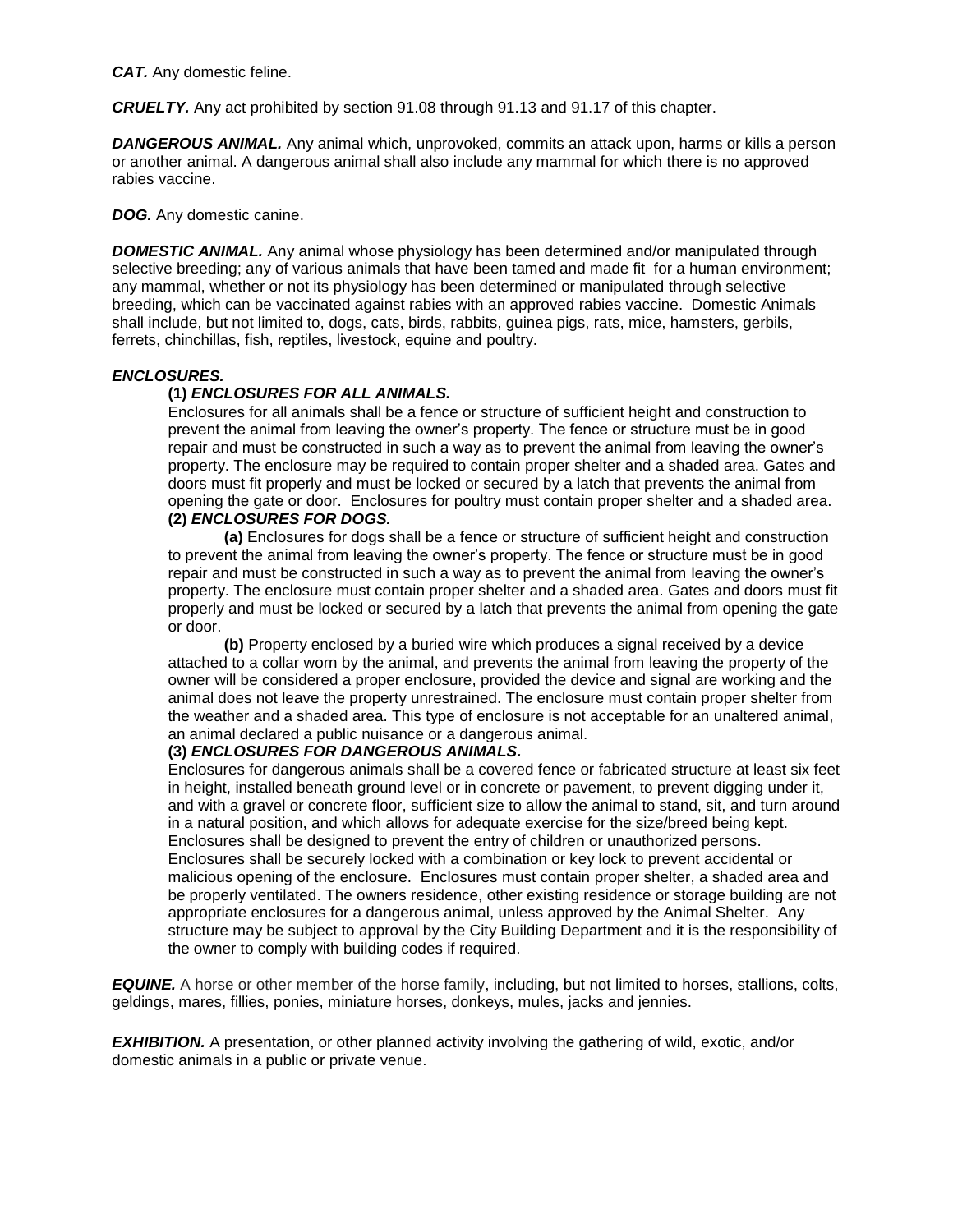***CAT.*** Any domestic feline.

***CRUELTY.*** Any act prohibited by section 91.08 through 91.13 and 91.17 of this chapter.

***DANGEROUS ANIMAL.*** Any animal which, unprovoked, commits an attack upon, harms or kills a person or another animal. A dangerous animal shall also include any mammal for which there is no approved rabies vaccine.

***DOG.*** Any domestic canine.

***DOMESTIC ANIMAL.*** Any animal whose physiology has been determined and/or manipulated through selective breeding; any of various animals that have been tamed and made fit for a human environment; any mammal, whether or not its physiology has been determined or manipulated through selective breeding, which can be vaccinated against rabies with an approved rabies vaccine. Domestic Animals shall include, but not limited to, dogs, cats, birds, rabbits, guinea pigs, rats, mice, hamsters, gerbils, ferrets, chinchillas, fish, reptiles, livestock, equine and poultry.

***ENCLOSURES.***

**(1) *ENCLOSURES FOR ALL ANIMALS.***
Enclosures for all animals shall be a fence or structure of sufficient height and construction to prevent the animal from leaving the owner's property. The fence or structure must be in good repair and must be constructed in such a way as to prevent the animal from leaving the owner's property. The enclosure may be required to contain proper shelter and a shaded area. Gates and doors must fit properly and must be locked or secured by a latch that prevents the animal from opening the gate or door. Enclosures for poultry must contain proper shelter and a shaded area.

**(2) *ENCLOSURES FOR DOGS.***

**(a)** Enclosures for dogs shall be a fence or structure of sufficient height and construction to prevent the animal from leaving the owner's property. The fence or structure must be in good repair and must be constructed in such a way as to prevent the animal from leaving the owner's property. The enclosure must contain proper shelter and a shaded area. Gates and doors must fit properly and must be locked or secured by a latch that prevents the animal from opening the gate or door.

**(b)** Property enclosed by a buried wire which produces a signal received by a device attached to a collar worn by the animal, and prevents the animal from leaving the property of the owner will be considered a proper enclosure, provided the device and signal are working and the animal does not leave the property unrestrained. The enclosure must contain proper shelter from the weather and a shaded area. This type of enclosure is not acceptable for an unaltered animal, an animal declared a public nuisance or a dangerous animal.

**(3) *ENCLOSURES FOR DANGEROUS ANIMALS.***
Enclosures for dangerous animals shall be a covered fence or fabricated structure at least six feet in height, installed beneath ground level or in concrete or pavement, to prevent digging under it, and with a gravel or concrete floor, sufficient size to allow the animal to stand, sit, and turn around in a natural position, and which allows for adequate exercise for the size/breed being kept. Enclosures shall be designed to prevent the entry of children or unauthorized persons. Enclosures shall be securely locked with a combination or key lock to prevent accidental or malicious opening of the enclosure. Enclosures must contain proper shelter, a shaded area and be properly ventilated. The owners residence, other existing residence or storage building are not appropriate enclosures for a dangerous animal, unless approved by the Animal Shelter. Any structure may be subject to approval by the City Building Department and it is the responsibility of the owner to comply with building codes if required.

***EQUINE.*** A horse or other member of the horse family, including, but not limited to horses, stallions, colts, geldings, mares, fillies, ponies, miniature horses, donkeys, mules, jacks and jennies.

***EXHIBITION.*** A presentation, or other planned activity involving the gathering of wild, exotic, and/or domestic animals in a public or private venue.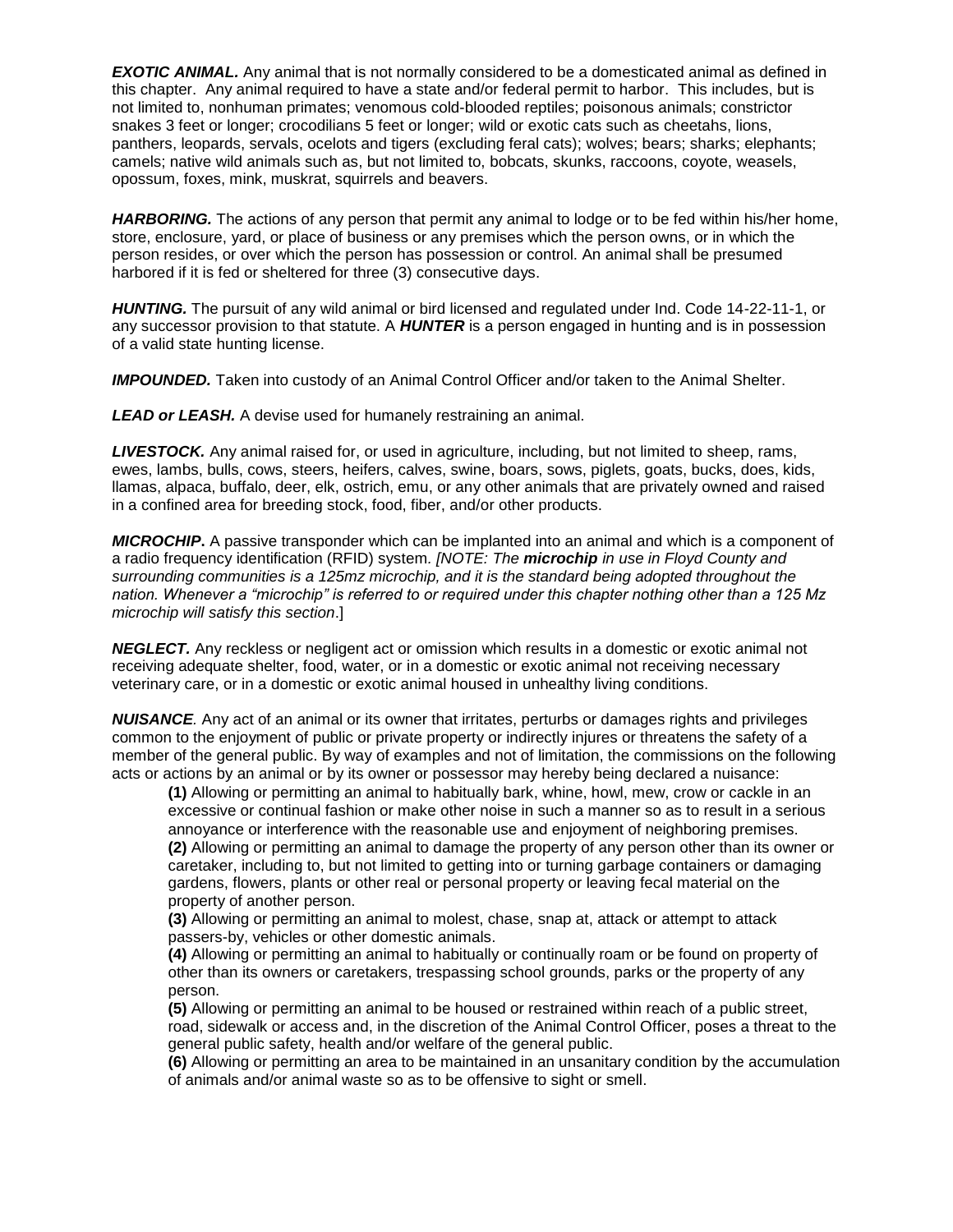***EXOTIC ANIMAL.*** Any animal that is not normally considered to be a domesticated animal as defined in this chapter. Any animal required to have a state and/or federal permit to harbor. This includes, but is not limited to, nonhuman primates; venomous cold-blooded reptiles; poisonous animals; constrictor snakes 3 feet or longer; crocodilians 5 feet or longer; wild or exotic cats such as cheetahs, lions, panthers, leopards, servals, ocelots and tigers (excluding feral cats); wolves; bears; sharks; elephants; camels; native wild animals such as, but not limited to, bobcats, skunks, raccoons, coyote, weasels, opossum, foxes, mink, muskrat, squirrels and beavers.

***HARBORING.*** The actions of any person that permit any animal to lodge or to be fed within his/her home, store, enclosure, yard, or place of business or any premises which the person owns, or in which the person resides, or over which the person has possession or control. An animal shall be presumed harbored if it is fed or sheltered for three (3) consecutive days.

***HUNTING.*** The pursuit of any wild animal or bird licensed and regulated under Ind. Code 14-22-11-1, or any successor provision to that statute. A ***HUNTER*** is a person engaged in hunting and is in possession of a valid state hunting license.

***IMPOUNDED.*** Taken into custody of an Animal Control Officer and/or taken to the Animal Shelter.

***LEAD or LEASH.*** A devise used for humanely restraining an animal.

***LIVESTOCK.*** Any animal raised for, or used in agriculture, including, but not limited to sheep, rams, ewes, lambs, bulls, cows, steers, heifers, calves, swine, boars, sows, piglets, goats, bucks, does, kids, llamas, alpaca, buffalo, deer, elk, ostrich, emu, or any other animals that are privately owned and raised in a confined area for breeding stock, food, fiber, and/or other products.

***MICROCHIP*.** A passive transponder which can be implanted into an animal and which is a component of a radio frequency identification (RFID) system. *[NOTE: The **microchip** in use in Floyd County and surrounding communities is a 125mz microchip, and it is the standard being adopted throughout the nation. Whenever a "microchip" is referred to or required under this chapter nothing other than a 125 Mz microchip will satisfy this section*.]

***NEGLECT.*** Any reckless or negligent act or omission which results in a domestic or exotic animal not receiving adequate shelter, food, water, or in a domestic or exotic animal not receiving necessary veterinary care, or in a domestic or exotic animal housed in unhealthy living conditions.

***NUISANCE****.* Any act of an animal or its owner that irritates, perturbs or damages rights and privileges common to the enjoyment of public or private property or indirectly injures or threatens the safety of a member of the general public. By way of examples and not of limitation, the commissions on the following acts or actions by an animal or by its owner or possessor may hereby being declared a nuisance:

**(1)** Allowing or permitting an animal to habitually bark, whine, howl, mew, crow or cackle in an excessive or continual fashion or make other noise in such a manner so as to result in a serious annoyance or interference with the reasonable use and enjoyment of neighboring premises.

**(2)** Allowing or permitting an animal to damage the property of any person other than its owner or caretaker, including to, but not limited to getting into or turning garbage containers or damaging gardens, flowers, plants or other real or personal property or leaving fecal material on the property of another person.

**(3)** Allowing or permitting an animal to molest, chase, snap at, attack or attempt to attack passers-by, vehicles or other domestic animals.

**(4)** Allowing or permitting an animal to habitually or continually roam or be found on property of other than its owners or caretakers, trespassing school grounds, parks or the property of any person.

**(5)** Allowing or permitting an animal to be housed or restrained within reach of a public street, road, sidewalk or access and, in the discretion of the Animal Control Officer, poses a threat to the general public safety, health and/or welfare of the general public.

**(6)** Allowing or permitting an area to be maintained in an unsanitary condition by the accumulation of animals and/or animal waste so as to be offensive to sight or smell.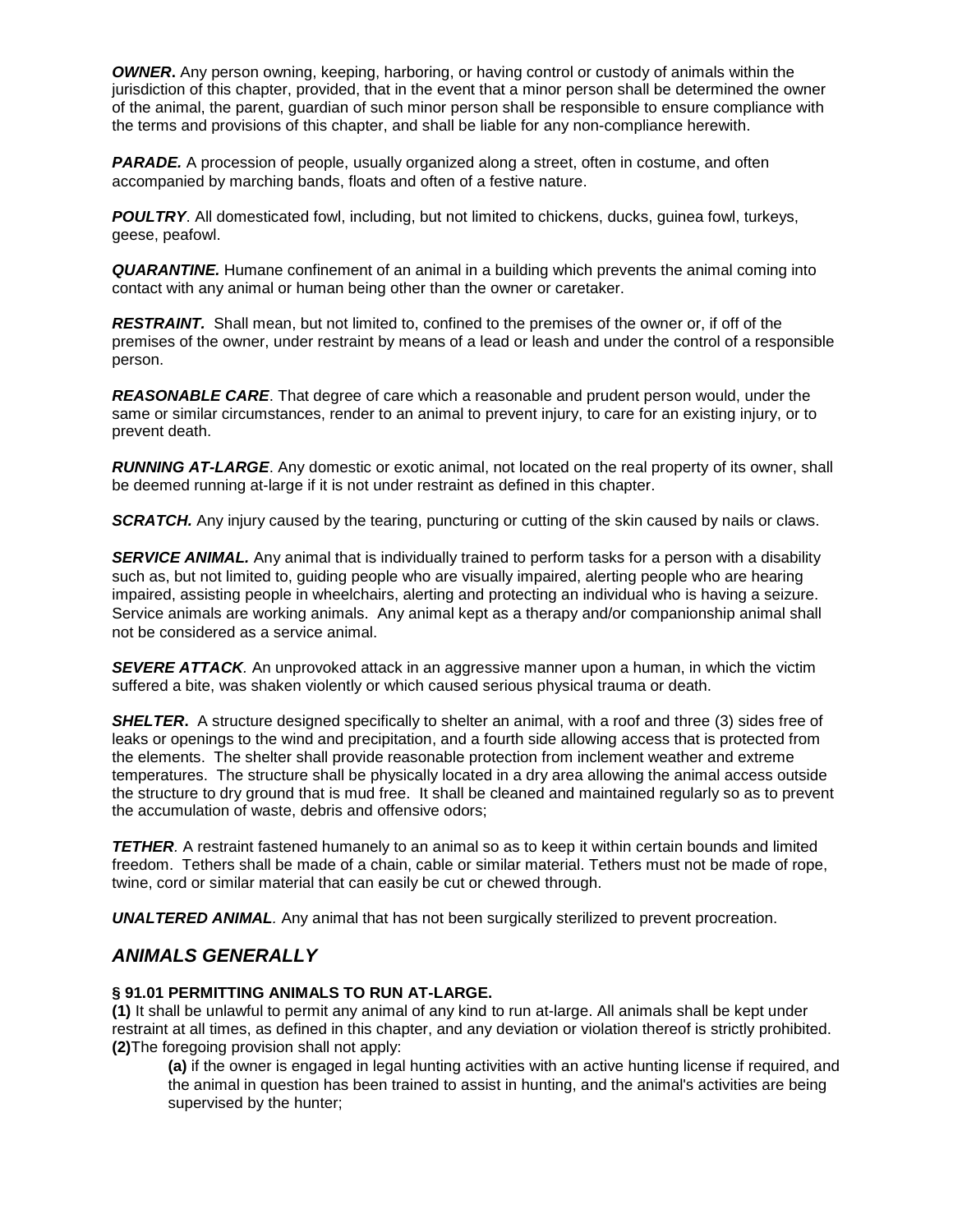***OWNER*****.** Any person owning, keeping, harboring, or having control or custody of animals within the jurisdiction of this chapter, provided, that in the event that a minor person shall be determined the owner of the animal, the parent, guardian of such minor person shall be responsible to ensure compliance with the terms and provisions of this chapter, and shall be liable for any non-compliance herewith.

***PARADE.*** A procession of people, usually organized along a street, often in costume, and often accompanied by marching bands, floats and often of a festive nature.

***POULTRY***. All domesticated fowl, including, but not limited to chickens, ducks, guinea fowl, turkeys, geese, peafowl.

***QUARANTINE.*** Humane confinement of an animal in a building which prevents the animal coming into contact with any animal or human being other than the owner or caretaker.

***RESTRAINT.*** Shall mean, but not limited to, confined to the premises of the owner or, if off of the premises of the owner, under restraint by means of a lead or leash and under the control of a responsible person.

***REASONABLE CARE***. That degree of care which a reasonable and prudent person would, under the same or similar circumstances, render to an animal to prevent injury, to care for an existing injury, or to prevent death.

***RUNNING AT-LARGE***. Any domestic or exotic animal, not located on the real property of its owner, shall be deemed running at-large if it is not under restraint as defined in this chapter.

***SCRATCH.*** Any injury caused by the tearing, puncturing or cutting of the skin caused by nails or claws.

***SERVICE ANIMAL.*** Any animal that is individually trained to perform tasks for a person with a disability such as, but not limited to, guiding people who are visually impaired, alerting people who are hearing impaired, assisting people in wheelchairs, alerting and protecting an individual who is having a seizure. Service animals are working animals. Any animal kept as a therapy and/or companionship animal shall not be considered as a service animal.

***SEVERE ATTACK***. An unprovoked attack in an aggressive manner upon a human, in which the victim suffered a bite, was shaken violently or which caused serious physical trauma or death.

***SHELTER*****.** A structure designed specifically to shelter an animal, with a roof and three (3) sides free of leaks or openings to the wind and precipitation, and a fourth side allowing access that is protected from the elements. The shelter shall provide reasonable protection from inclement weather and extreme temperatures. The structure shall be physically located in a dry area allowing the animal access outside the structure to dry ground that is mud free. It shall be cleaned and maintained regularly so as to prevent the accumulation of waste, debris and offensive odors;

***TETHER****.* A restraint fastened humanely to an animal so as to keep it within certain bounds and limited freedom. Tethers shall be made of a chain, cable or similar material. Tethers must not be made of rope, twine, cord or similar material that can easily be cut or chewed through.

***UNALTERED ANIMAL****.* Any animal that has not been surgically sterilized to prevent procreation.

## *ANIMALS GENERALLY*

**§ 91.01 PERMITTING ANIMALS TO RUN AT-LARGE.**

**(1)** It shall be unlawful to permit any animal of any kind to run at-large. All animals shall be kept under restraint at all times, as defined in this chapter, and any deviation or violation thereof is strictly prohibited.

**(2)**The foregoing provision shall not apply:

> **(a)** if the owner is engaged in legal hunting activities with an active hunting license if required, and the animal in question has been trained to assist in hunting, and the animal's activities are being supervised by the hunter;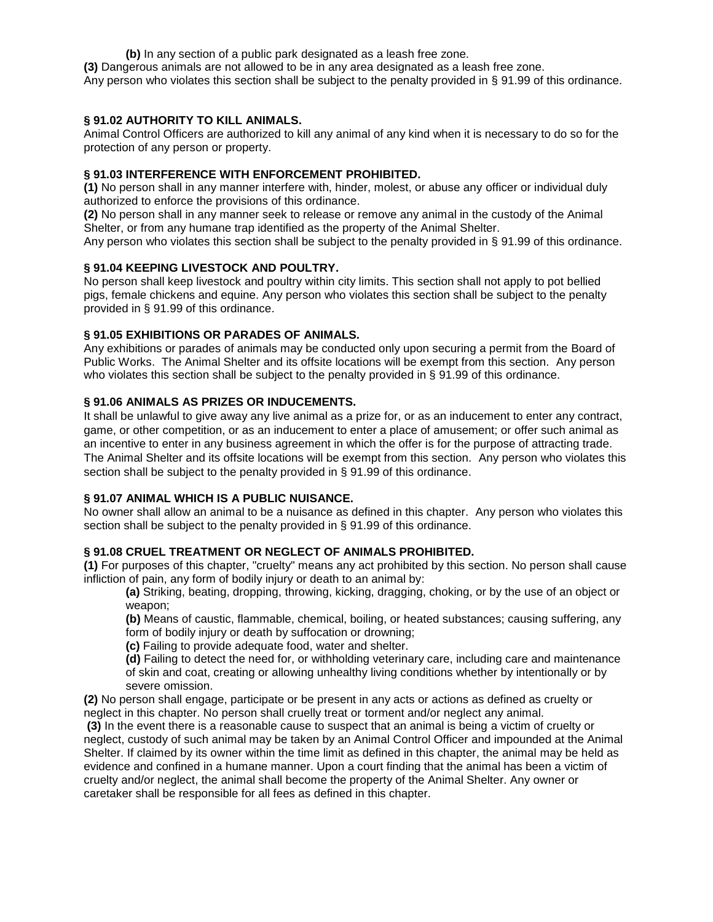**(b)** In any section of a public park designated as a leash free zone.

**(3)** Dangerous animals are not allowed to be in any area designated as a leash free zone.
Any person who violates this section shall be subject to the penalty provided in § 91.99 of this ordinance.

### § 91.02 AUTHORITY TO KILL ANIMALS.

Animal Control Officers are authorized to kill any animal of any kind when it is necessary to do so for the protection of any person or property.

### § 91.03 INTERFERENCE WITH ENFORCEMENT PROHIBITED.

**(1)** No person shall in any manner interfere with, hinder, molest, or abuse any officer or individual duly authorized to enforce the provisions of this ordinance.

**(2)** No person shall in any manner seek to release or remove any animal in the custody of the Animal Shelter, or from any humane trap identified as the property of the Animal Shelter.

Any person who violates this section shall be subject to the penalty provided in § 91.99 of this ordinance.

### § 91.04 KEEPING LIVESTOCK AND POULTRY.

No person shall keep livestock and poultry within city limits. This section shall not apply to pot bellied pigs, female chickens and equine. Any person who violates this section shall be subject to the penalty provided in § 91.99 of this ordinance.

### § 91.05 EXHIBITIONS OR PARADES OF ANIMALS.

Any exhibitions or parades of animals may be conducted only upon securing a permit from the Board of Public Works. The Animal Shelter and its offsite locations will be exempt from this section. Any person who violates this section shall be subject to the penalty provided in § 91.99 of this ordinance.

### § 91.06 ANIMALS AS PRIZES OR INDUCEMENTS.

It shall be unlawful to give away any live animal as a prize for, or as an inducement to enter any contract, game, or other competition, or as an inducement to enter a place of amusement; or offer such animal as an incentive to enter in any business agreement in which the offer is for the purpose of attracting trade. The Animal Shelter and its offsite locations will be exempt from this section. Any person who violates this section shall be subject to the penalty provided in § 91.99 of this ordinance.

### § 91.07 ANIMAL WHICH IS A PUBLIC NUISANCE.

No owner shall allow an animal to be a nuisance as defined in this chapter. Any person who violates this section shall be subject to the penalty provided in § 91.99 of this ordinance.

### § 91.08 CRUEL TREATMENT OR NEGLECT OF ANIMALS PROHIBITED.

**(1)** For purposes of this chapter, "cruelty" means any act prohibited by this section. No person shall cause infliction of pain, any form of bodily injury or death to an animal by:

**(a)** Striking, beating, dropping, throwing, kicking, dragging, choking, or by the use of an object or weapon;

**(b)** Means of caustic, flammable, chemical, boiling, or heated substances; causing suffering, any form of bodily injury or death by suffocation or drowning;

**(c)** Failing to provide adequate food, water and shelter.

**(d)** Failing to detect the need for, or withholding veterinary care, including care and maintenance of skin and coat, creating or allowing unhealthy living conditions whether by intentionally or by severe omission.

**(2)** No person shall engage, participate or be present in any acts or actions as defined as cruelty or neglect in this chapter. No person shall cruelly treat or torment and/or neglect any animal.

**(3)** In the event there is a reasonable cause to suspect that an animal is being a victim of cruelty or neglect, custody of such animal may be taken by an Animal Control Officer and impounded at the Animal Shelter. If claimed by its owner within the time limit as defined in this chapter, the animal may be held as evidence and confined in a humane manner. Upon a court finding that the animal has been a victim of cruelty and/or neglect, the animal shall become the property of the Animal Shelter. Any owner or caretaker shall be responsible for all fees as defined in this chapter.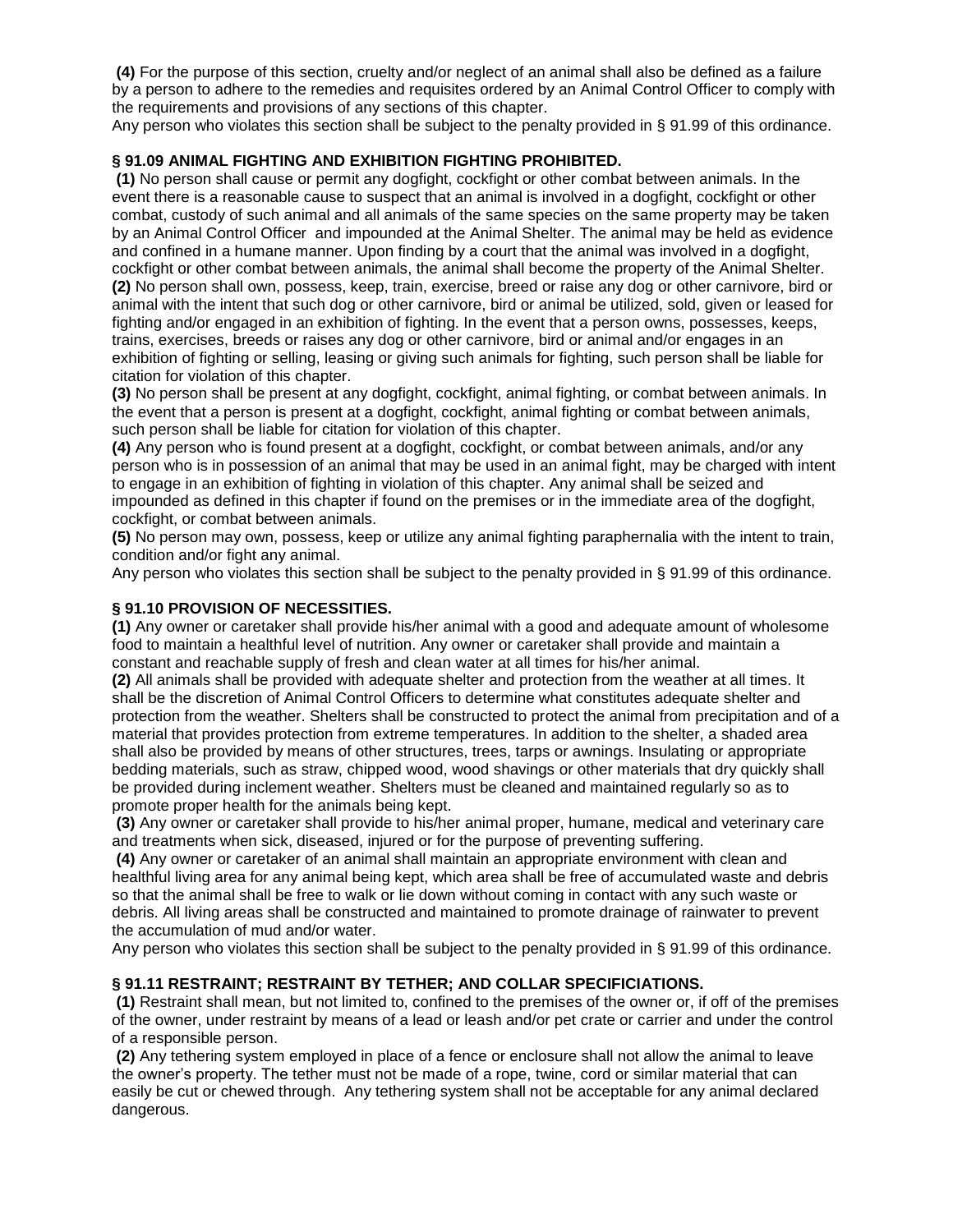**(4)** For the purpose of this section, cruelty and/or neglect of an animal shall also be defined as a failure by a person to adhere to the remedies and requisites ordered by an Animal Control Officer to comply with the requirements and provisions of any sections of this chapter.

Any person who violates this section shall be subject to the penalty provided in § 91.99 of this ordinance.

### § 91.09 ANIMAL FIGHTING AND EXHIBITION FIGHTING PROHIBITED.

**(1)** No person shall cause or permit any dogfight, cockfight or other combat between animals. In the event there is a reasonable cause to suspect that an animal is involved in a dogfight, cockfight or other combat, custody of such animal and all animals of the same species on the same property may be taken by an Animal Control Officer and impounded at the Animal Shelter. The animal may be held as evidence and confined in a humane manner. Upon finding by a court that the animal was involved in a dogfight, cockfight or other combat between animals, the animal shall become the property of the Animal Shelter.

**(2)** No person shall own, possess, keep, train, exercise, breed or raise any dog or other carnivore, bird or animal with the intent that such dog or other carnivore, bird or animal be utilized, sold, given or leased for fighting and/or engaged in an exhibition of fighting. In the event that a person owns, possesses, keeps, trains, exercises, breeds or raises any dog or other carnivore, bird or animal and/or engages in an exhibition of fighting or selling, leasing or giving such animals for fighting, such person shall be liable for citation for violation of this chapter.

**(3)** No person shall be present at any dogfight, cockfight, animal fighting, or combat between animals. In the event that a person is present at a dogfight, cockfight, animal fighting or combat between animals, such person shall be liable for citation for violation of this chapter.

**(4)** Any person who is found present at a dogfight, cockfight, or combat between animals, and/or any person who is in possession of an animal that may be used in an animal fight, may be charged with intent to engage in an exhibition of fighting in violation of this chapter. Any animal shall be seized and impounded as defined in this chapter if found on the premises or in the immediate area of the dogfight, cockfight, or combat between animals.

**(5)** No person may own, possess, keep or utilize any animal fighting paraphernalia with the intent to train, condition and/or fight any animal.

Any person who violates this section shall be subject to the penalty provided in § 91.99 of this ordinance.

### § 91.10 PROVISION OF NECESSITIES.

**(1)** Any owner or caretaker shall provide his/her animal with a good and adequate amount of wholesome food to maintain a healthful level of nutrition. Any owner or caretaker shall provide and maintain a constant and reachable supply of fresh and clean water at all times for his/her animal.

**(2)** All animals shall be provided with adequate shelter and protection from the weather at all times. It shall be the discretion of Animal Control Officers to determine what constitutes adequate shelter and protection from the weather. Shelters shall be constructed to protect the animal from precipitation and of a material that provides protection from extreme temperatures. In addition to the shelter, a shaded area shall also be provided by means of other structures, trees, tarps or awnings. Insulating or appropriate bedding materials, such as straw, chipped wood, wood shavings or other materials that dry quickly shall be provided during inclement weather. Shelters must be cleaned and maintained regularly so as to promote proper health for the animals being kept.

**(3)** Any owner or caretaker shall provide to his/her animal proper, humane, medical and veterinary care and treatments when sick, diseased, injured or for the purpose of preventing suffering.

**(4)** Any owner or caretaker of an animal shall maintain an appropriate environment with clean and healthful living area for any animal being kept, which area shall be free of accumulated waste and debris so that the animal shall be free to walk or lie down without coming in contact with any such waste or debris. All living areas shall be constructed and maintained to promote drainage of rainwater to prevent the accumulation of mud and/or water.

Any person who violates this section shall be subject to the penalty provided in § 91.99 of this ordinance.

### § 91.11 RESTRAINT; RESTRAINT BY TETHER; AND COLLAR SPECIFICIATIONS.

**(1)** Restraint shall mean, but not limited to, confined to the premises of the owner or, if off of the premises of the owner, under restraint by means of a lead or leash and/or pet crate or carrier and under the control of a responsible person.

**(2)** Any tethering system employed in place of a fence or enclosure shall not allow the animal to leave the owner's property. The tether must not be made of a rope, twine, cord or similar material that can easily be cut or chewed through. Any tethering system shall not be acceptable for any animal declared dangerous.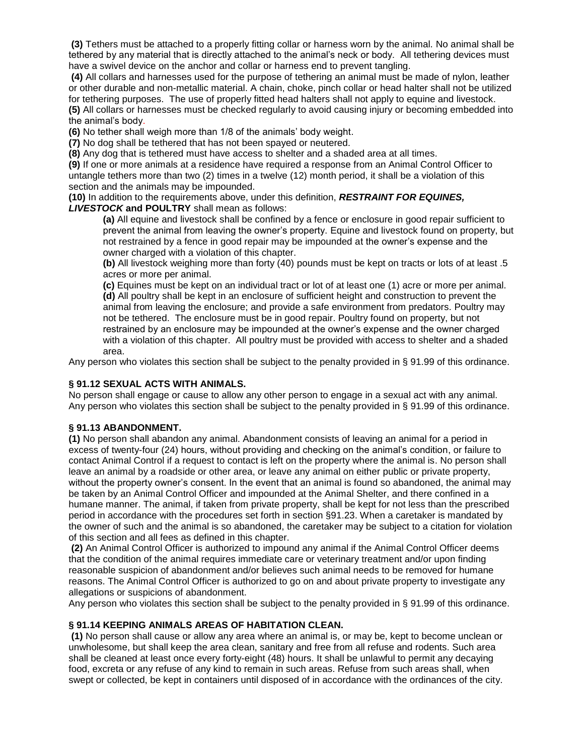**(3)** Tethers must be attached to a properly fitting collar or harness worn by the animal. No animal shall be tethered by any material that is directly attached to the animal's neck or body. All tethering devices must have a swivel device on the anchor and collar or harness end to prevent tangling.

**(4)** All collars and harnesses used for the purpose of tethering an animal must be made of nylon, leather or other durable and non-metallic material. A chain, choke, pinch collar or head halter shall not be utilized for tethering purposes. The use of properly fitted head halters shall not apply to equine and livestock.

**(5)** All collars or harnesses must be checked regularly to avoid causing injury or becoming embedded into the animal's body.

**(6)** No tether shall weigh more than 1/8 of the animals' body weight.

**(7)** No dog shall be tethered that has not been spayed or neutered.

**(8)** Any dog that is tethered must have access to shelter and a shaded area at all times.

**(9)** If one or more animals at a residence have required a response from an Animal Control Officer to untangle tethers more than two (2) times in a twelve (12) month period, it shall be a violation of this section and the animals may be impounded.

**(10)** In addition to the requirements above, under this definition, ***RESTRAINT FOR EQUINES, LIVESTOCK*** **and POULTRY** shall mean as follows:

> **(a)** All equine and livestock shall be confined by a fence or enclosure in good repair sufficient to prevent the animal from leaving the owner's property. Equine and livestock found on property, but not restrained by a fence in good repair may be impounded at the owner's expense and the owner charged with a violation of this chapter.
>
> **(b)** All livestock weighing more than forty (40) pounds must be kept on tracts or lots of at least .5 acres or more per animal.
>
> **(c)** Equines must be kept on an individual tract or lot of at least one (1) acre or more per animal.
>
> **(d)** All poultry shall be kept in an enclosure of sufficient height and construction to prevent the animal from leaving the enclosure; and provide a safe environment from predators. Poultry may not be tethered. The enclosure must be in good repair. Poultry found on property, but not restrained by an enclosure may be impounded at the owner's expense and the owner charged with a violation of this chapter. All poultry must be provided with access to shelter and a shaded area.

Any person who violates this section shall be subject to the penalty provided in § 91.99 of this ordinance.

### § 91.12 SEXUAL ACTS WITH ANIMALS.

No person shall engage or cause to allow any other person to engage in a sexual act with any animal. Any person who violates this section shall be subject to the penalty provided in § 91.99 of this ordinance.

### § 91.13 ABANDONMENT.

**(1)** No person shall abandon any animal. Abandonment consists of leaving an animal for a period in excess of twenty-four (24) hours, without providing and checking on the animal's condition, or failure to contact Animal Control if a request to contact is left on the property where the animal is. No person shall leave an animal by a roadside or other area, or leave any animal on either public or private property, without the property owner's consent. In the event that an animal is found so abandoned, the animal may be taken by an Animal Control Officer and impounded at the Animal Shelter, and there confined in a humane manner. The animal, if taken from private property, shall be kept for not less than the prescribed period in accordance with the procedures set forth in section §91.23. When a caretaker is mandated by the owner of such and the animal is so abandoned, the caretaker may be subject to a citation for violation of this section and all fees as defined in this chapter.

**(2)** An Animal Control Officer is authorized to impound any animal if the Animal Control Officer deems that the condition of the animal requires immediate care or veterinary treatment and/or upon finding reasonable suspicion of abandonment and/or believes such animal needs to be removed for humane reasons. The Animal Control Officer is authorized to go on and about private property to investigate any allegations or suspicions of abandonment.

Any person who violates this section shall be subject to the penalty provided in § 91.99 of this ordinance.

### § 91.14 KEEPING ANIMALS AREAS OF HABITATION CLEAN.

**(1)** No person shall cause or allow any area where an animal is, or may be, kept to become unclean or unwholesome, but shall keep the area clean, sanitary and free from all refuse and rodents. Such area shall be cleaned at least once every forty-eight (48) hours. It shall be unlawful to permit any decaying food, excreta or any refuse of any kind to remain in such areas. Refuse from such areas shall, when swept or collected, be kept in containers until disposed of in accordance with the ordinances of the city.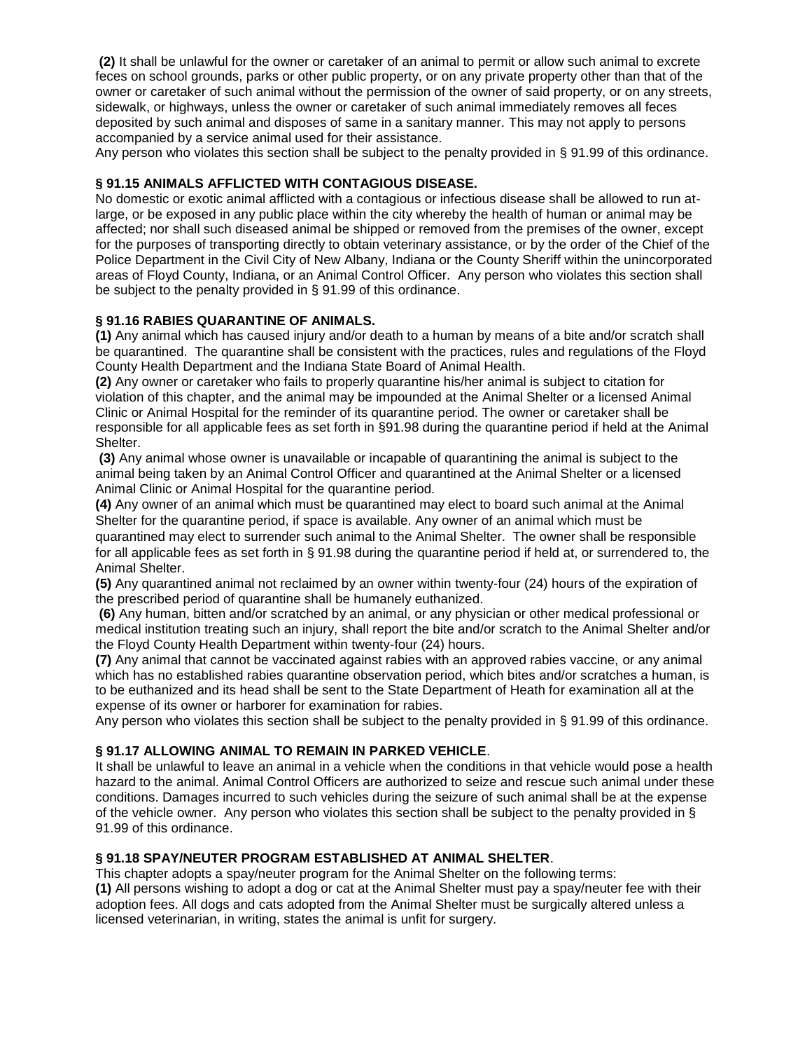**(2)** It shall be unlawful for the owner or caretaker of an animal to permit or allow such animal to excrete feces on school grounds, parks or other public property, or on any private property other than that of the owner or caretaker of such animal without the permission of the owner of said property, or on any streets, sidewalk, or highways, unless the owner or caretaker of such animal immediately removes all feces deposited by such animal and disposes of same in a sanitary manner. This may not apply to persons accompanied by a service animal used for their assistance.

Any person who violates this section shall be subject to the penalty provided in § 91.99 of this ordinance.

**§ 91.15 ANIMALS AFFLICTED WITH CONTAGIOUS DISEASE.**

No domestic or exotic animal afflicted with a contagious or infectious disease shall be allowed to run at-large, or be exposed in any public place within the city whereby the health of human or animal may be affected; nor shall such diseased animal be shipped or removed from the premises of the owner, except for the purposes of transporting directly to obtain veterinary assistance, or by the order of the Chief of the Police Department in the Civil City of New Albany, Indiana or the County Sheriff within the unincorporated areas of Floyd County, Indiana, or an Animal Control Officer. Any person who violates this section shall be subject to the penalty provided in § 91.99 of this ordinance.

**§ 91.16 RABIES QUARANTINE OF ANIMALS.**

**(1)** Any animal which has caused injury and/or death to a human by means of a bite and/or scratch shall be quarantined. The quarantine shall be consistent with the practices, rules and regulations of the Floyd County Health Department and the Indiana State Board of Animal Health.

**(2)** Any owner or caretaker who fails to properly quarantine his/her animal is subject to citation for violation of this chapter, and the animal may be impounded at the Animal Shelter or a licensed Animal Clinic or Animal Hospital for the reminder of its quarantine period. The owner or caretaker shall be responsible for all applicable fees as set forth in §91.98 during the quarantine period if held at the Animal Shelter.

**(3)** Any animal whose owner is unavailable or incapable of quarantining the animal is subject to the animal being taken by an Animal Control Officer and quarantined at the Animal Shelter or a licensed Animal Clinic or Animal Hospital for the quarantine period.

**(4)** Any owner of an animal which must be quarantined may elect to board such animal at the Animal Shelter for the quarantine period, if space is available. Any owner of an animal which must be quarantined may elect to surrender such animal to the Animal Shelter. The owner shall be responsible for all applicable fees as set forth in § 91.98 during the quarantine period if held at, or surrendered to, the Animal Shelter.

**(5)** Any quarantined animal not reclaimed by an owner within twenty-four (24) hours of the expiration of the prescribed period of quarantine shall be humanely euthanized.

**(6)** Any human, bitten and/or scratched by an animal, or any physician or other medical professional or medical institution treating such an injury, shall report the bite and/or scratch to the Animal Shelter and/or the Floyd County Health Department within twenty-four (24) hours.

**(7)** Any animal that cannot be vaccinated against rabies with an approved rabies vaccine, or any animal which has no established rabies quarantine observation period, which bites and/or scratches a human, is to be euthanized and its head shall be sent to the State Department of Heath for examination all at the expense of its owner or harborer for examination for rabies.

Any person who violates this section shall be subject to the penalty provided in § 91.99 of this ordinance.

**§ 91.17 ALLOWING ANIMAL TO REMAIN IN PARKED VEHICLE**.

It shall be unlawful to leave an animal in a vehicle when the conditions in that vehicle would pose a health hazard to the animal. Animal Control Officers are authorized to seize and rescue such animal under these conditions. Damages incurred to such vehicles during the seizure of such animal shall be at the expense of the vehicle owner. Any person who violates this section shall be subject to the penalty provided in § 91.99 of this ordinance.

**§ 91.18 SPAY/NEUTER PROGRAM ESTABLISHED AT ANIMAL SHELTER**.

This chapter adopts a spay/neuter program for the Animal Shelter on the following terms:

**(1)** All persons wishing to adopt a dog or cat at the Animal Shelter must pay a spay/neuter fee with their adoption fees. All dogs and cats adopted from the Animal Shelter must be surgically altered unless a licensed veterinarian, in writing, states the animal is unfit for surgery.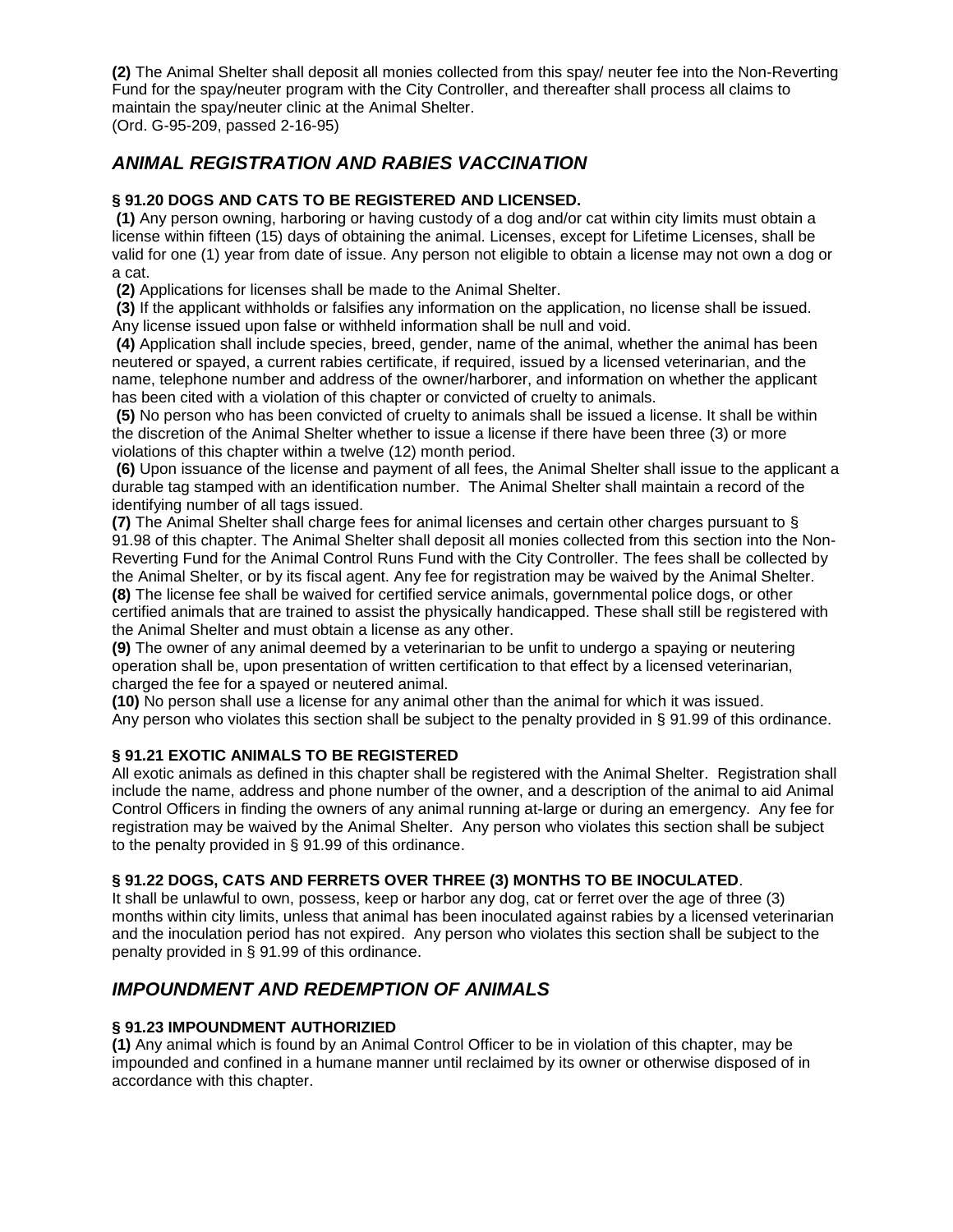**(2)** The Animal Shelter shall deposit all monies collected from this spay/ neuter fee into the Non-Reverting Fund for the spay/neuter program with the City Controller, and thereafter shall process all claims to maintain the spay/neuter clinic at the Animal Shelter.
(Ord. G-95-209, passed 2-16-95)

## *ANIMAL REGISTRATION AND RABIES VACCINATION*

### § 91.20 DOGS AND CATS TO BE REGISTERED AND LICENSED.

**(1)** Any person owning, harboring or having custody of a dog and/or cat within city limits must obtain a license within fifteen (15) days of obtaining the animal. Licenses, except for Lifetime Licenses, shall be valid for one (1) year from date of issue. Any person not eligible to obtain a license may not own a dog or a cat.

**(2)** Applications for licenses shall be made to the Animal Shelter.

**(3)** If the applicant withholds or falsifies any information on the application, no license shall be issued. Any license issued upon false or withheld information shall be null and void.

**(4)** Application shall include species, breed, gender, name of the animal, whether the animal has been neutered or spayed, a current rabies certificate, if required, issued by a licensed veterinarian, and the name, telephone number and address of the owner/harborer, and information on whether the applicant has been cited with a violation of this chapter or convicted of cruelty to animals.

**(5)** No person who has been convicted of cruelty to animals shall be issued a license. It shall be within the discretion of the Animal Shelter whether to issue a license if there have been three (3) or more violations of this chapter within a twelve (12) month period.

**(6)** Upon issuance of the license and payment of all fees, the Animal Shelter shall issue to the applicant a durable tag stamped with an identification number. The Animal Shelter shall maintain a record of the identifying number of all tags issued.

**(7)** The Animal Shelter shall charge fees for animal licenses and certain other charges pursuant to § 91.98 of this chapter. The Animal Shelter shall deposit all monies collected from this section into the Non-Reverting Fund for the Animal Control Runs Fund with the City Controller. The fees shall be collected by the Animal Shelter, or by its fiscal agent. Any fee for registration may be waived by the Animal Shelter.

**(8)** The license fee shall be waived for certified service animals, governmental police dogs, or other certified animals that are trained to assist the physically handicapped. These shall still be registered with the Animal Shelter and must obtain a license as any other.

**(9)** The owner of any animal deemed by a veterinarian to be unfit to undergo a spaying or neutering operation shall be, upon presentation of written certification to that effect by a licensed veterinarian, charged the fee for a spayed or neutered animal.

**(10)** No person shall use a license for any animal other than the animal for which it was issued.
Any person who violates this section shall be subject to the penalty provided in § 91.99 of this ordinance.

### § 91.21 EXOTIC ANIMALS TO BE REGISTERED

All exotic animals as defined in this chapter shall be registered with the Animal Shelter. Registration shall include the name, address and phone number of the owner, and a description of the animal to aid Animal Control Officers in finding the owners of any animal running at-large or during an emergency. Any fee for registration may be waived by the Animal Shelter. Any person who violates this section shall be subject to the penalty provided in § 91.99 of this ordinance.

### § 91.22 DOGS, CATS AND FERRETS OVER THREE (3) MONTHS TO BE INOCULATED.

It shall be unlawful to own, possess, keep or harbor any dog, cat or ferret over the age of three (3) months within city limits, unless that animal has been inoculated against rabies by a licensed veterinarian and the inoculation period has not expired. Any person who violates this section shall be subject to the penalty provided in § 91.99 of this ordinance.

## *IMPOUNDMENT AND REDEMPTION OF ANIMALS*

### § 91.23 IMPOUNDMENT AUTHORIZIED

**(1)** Any animal which is found by an Animal Control Officer to be in violation of this chapter, may be impounded and confined in a humane manner until reclaimed by its owner or otherwise disposed of in accordance with this chapter.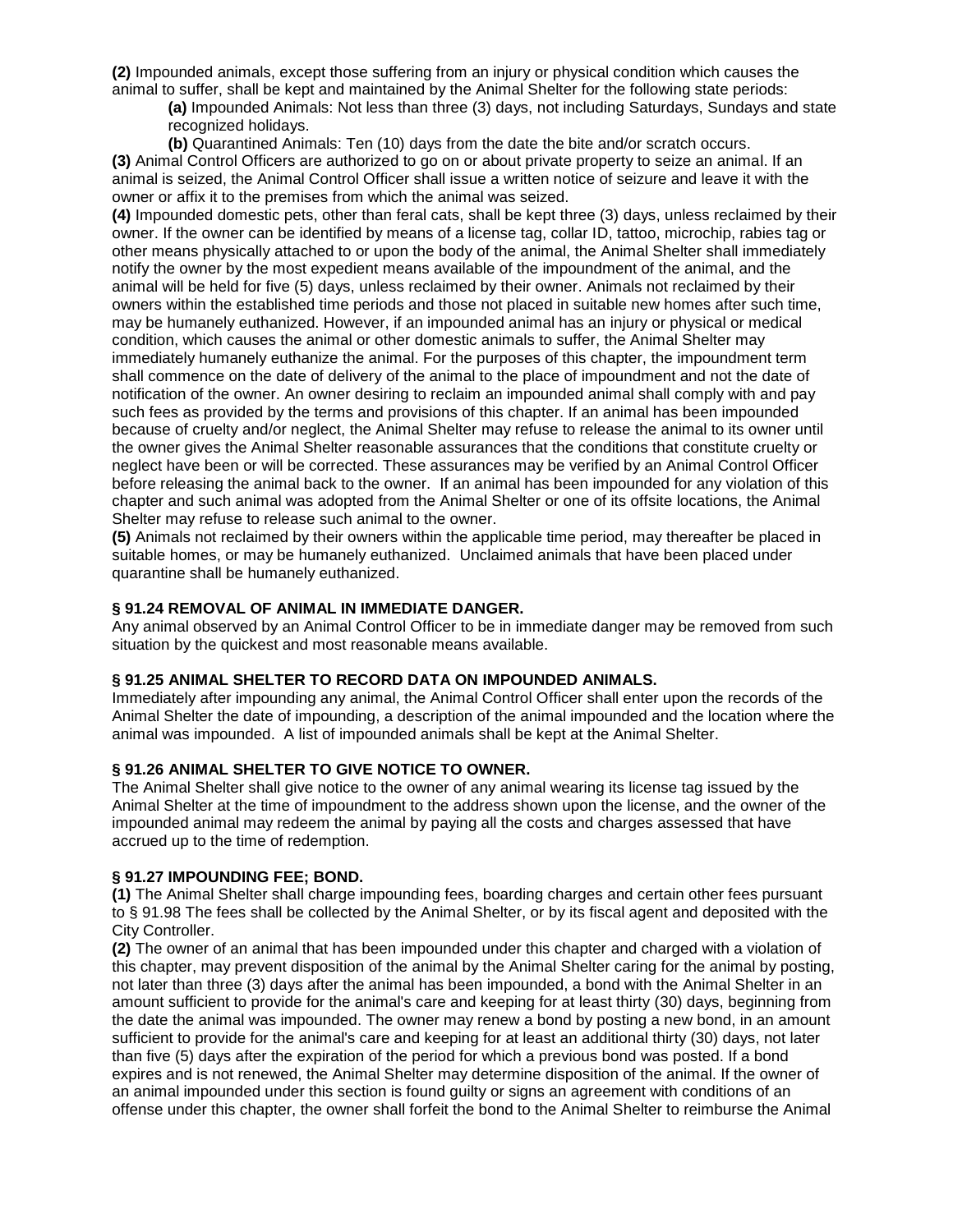**(2)** Impounded animals, except those suffering from an injury or physical condition which causes the animal to suffer, shall be kept and maintained by the Animal Shelter for the following state periods:

**(a)** Impounded Animals: Not less than three (3) days, not including Saturdays, Sundays and state recognized holidays.

**(b)** Quarantined Animals: Ten (10) days from the date the bite and/or scratch occurs.

**(3)** Animal Control Officers are authorized to go on or about private property to seize an animal. If an animal is seized, the Animal Control Officer shall issue a written notice of seizure and leave it with the owner or affix it to the premises from which the animal was seized.

**(4)** Impounded domestic pets, other than feral cats, shall be kept three (3) days, unless reclaimed by their owner. If the owner can be identified by means of a license tag, collar ID, tattoo, microchip, rabies tag or other means physically attached to or upon the body of the animal, the Animal Shelter shall immediately notify the owner by the most expedient means available of the impoundment of the animal, and the animal will be held for five (5) days, unless reclaimed by their owner. Animals not reclaimed by their owners within the established time periods and those not placed in suitable new homes after such time, may be humanely euthanized. However, if an impounded animal has an injury or physical or medical condition, which causes the animal or other domestic animals to suffer, the Animal Shelter may immediately humanely euthanize the animal. For the purposes of this chapter, the impoundment term shall commence on the date of delivery of the animal to the place of impoundment and not the date of notification of the owner. An owner desiring to reclaim an impounded animal shall comply with and pay such fees as provided by the terms and provisions of this chapter. If an animal has been impounded because of cruelty and/or neglect, the Animal Shelter may refuse to release the animal to its owner until the owner gives the Animal Shelter reasonable assurances that the conditions that constitute cruelty or neglect have been or will be corrected. These assurances may be verified by an Animal Control Officer before releasing the animal back to the owner. If an animal has been impounded for any violation of this chapter and such animal was adopted from the Animal Shelter or one of its offsite locations, the Animal Shelter may refuse to release such animal to the owner.

**(5)** Animals not reclaimed by their owners within the applicable time period, may thereafter be placed in suitable homes, or may be humanely euthanized. Unclaimed animals that have been placed under quarantine shall be humanely euthanized.

### § 91.24 REMOVAL OF ANIMAL IN IMMEDIATE DANGER.

Any animal observed by an Animal Control Officer to be in immediate danger may be removed from such situation by the quickest and most reasonable means available.

### § 91.25 ANIMAL SHELTER TO RECORD DATA ON IMPOUNDED ANIMALS.

Immediately after impounding any animal, the Animal Control Officer shall enter upon the records of the Animal Shelter the date of impounding, a description of the animal impounded and the location where the animal was impounded. A list of impounded animals shall be kept at the Animal Shelter.

### § 91.26 ANIMAL SHELTER TO GIVE NOTICE TO OWNER.

The Animal Shelter shall give notice to the owner of any animal wearing its license tag issued by the Animal Shelter at the time of impoundment to the address shown upon the license, and the owner of the impounded animal may redeem the animal by paying all the costs and charges assessed that have accrued up to the time of redemption.

### § 91.27 IMPOUNDING FEE; BOND.

**(1)** The Animal Shelter shall charge impounding fees, boarding charges and certain other fees pursuant to § 91.98 The fees shall be collected by the Animal Shelter, or by its fiscal agent and deposited with the City Controller.

**(2)** The owner of an animal that has been impounded under this chapter and charged with a violation of this chapter, may prevent disposition of the animal by the Animal Shelter caring for the animal by posting, not later than three (3) days after the animal has been impounded, a bond with the Animal Shelter in an amount sufficient to provide for the animal's care and keeping for at least thirty (30) days, beginning from the date the animal was impounded. The owner may renew a bond by posting a new bond, in an amount sufficient to provide for the animal's care and keeping for at least an additional thirty (30) days, not later than five (5) days after the expiration of the period for which a previous bond was posted. If a bond expires and is not renewed, the Animal Shelter may determine disposition of the animal. If the owner of an animal impounded under this section is found guilty or signs an agreement with conditions of an offense under this chapter, the owner shall forfeit the bond to the Animal Shelter to reimburse the Animal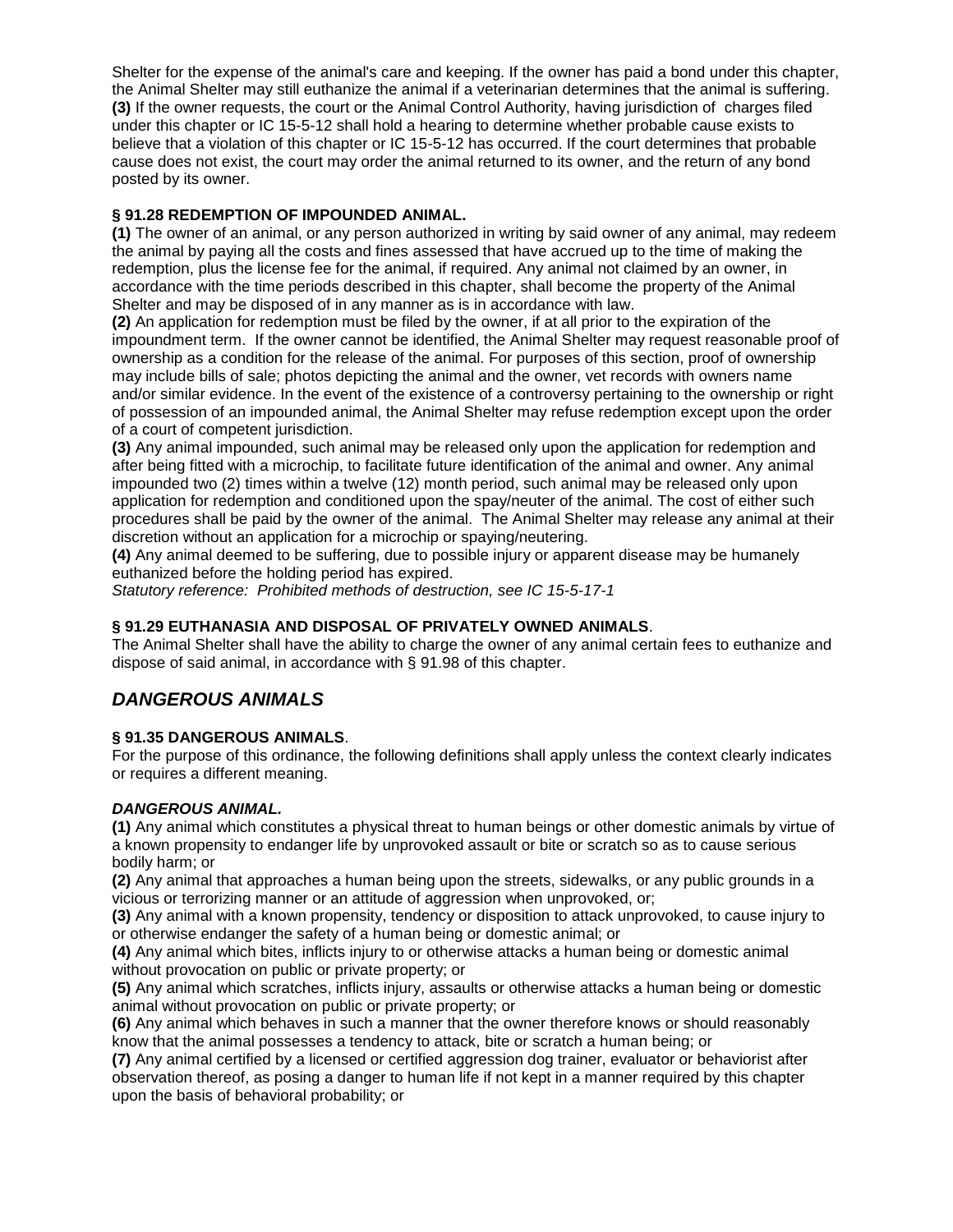Shelter for the expense of the animal's care and keeping. If the owner has paid a bond under this chapter, the Animal Shelter may still euthanize the animal if a veterinarian determines that the animal is suffering.
**(3)** If the owner requests, the court or the Animal Control Authority, having jurisdiction of charges filed under this chapter or IC 15-5-12 shall hold a hearing to determine whether probable cause exists to believe that a violation of this chapter or IC 15-5-12 has occurred. If the court determines that probable cause does not exist, the court may order the animal returned to its owner, and the return of any bond posted by its owner.

**§ 91.28 REDEMPTION OF IMPOUNDED ANIMAL.**

**(1)** The owner of an animal, or any person authorized in writing by said owner of any animal, may redeem the animal by paying all the costs and fines assessed that have accrued up to the time of making the redemption, plus the license fee for the animal, if required. Any animal not claimed by an owner, in accordance with the time periods described in this chapter, shall become the property of the Animal Shelter and may be disposed of in any manner as is in accordance with law.
**(2)** An application for redemption must be filed by the owner, if at all prior to the expiration of the impoundment term. If the owner cannot be identified, the Animal Shelter may request reasonable proof of ownership as a condition for the release of the animal. For purposes of this section, proof of ownership may include bills of sale; photos depicting the animal and the owner, vet records with owners name and/or similar evidence. In the event of the existence of a controversy pertaining to the ownership or right of possession of an impounded animal, the Animal Shelter may refuse redemption except upon the order of a court of competent jurisdiction.
**(3)** Any animal impounded, such animal may be released only upon the application for redemption and after being fitted with a microchip, to facilitate future identification of the animal and owner. Any animal impounded two (2) times within a twelve (12) month period, such animal may be released only upon application for redemption and conditioned upon the spay/neuter of the animal. The cost of either such procedures shall be paid by the owner of the animal. The Animal Shelter may release any animal at their discretion without an application for a microchip or spaying/neutering.
**(4)** Any animal deemed to be suffering, due to possible injury or apparent disease may be humanely euthanized before the holding period has expired.
*Statutory reference: Prohibited methods of destruction, see IC 15-5-17-1*

**§ 91.29 EUTHANASIA AND DISPOSAL OF PRIVATELY OWNED ANIMALS**.

The Animal Shelter shall have the ability to charge the owner of any animal certain fees to euthanize and dispose of said animal, in accordance with § 91.98 of this chapter.

## *DANGEROUS ANIMALS*

**§ 91.35 DANGEROUS ANIMALS**.

For the purpose of this ordinance, the following definitions shall apply unless the context clearly indicates or requires a different meaning.

***DANGEROUS ANIMAL.***

**(1)** Any animal which constitutes a physical threat to human beings or other domestic animals by virtue of a known propensity to endanger life by unprovoked assault or bite or scratch so as to cause serious bodily harm; or
**(2)** Any animal that approaches a human being upon the streets, sidewalks, or any public grounds in a vicious or terrorizing manner or an attitude of aggression when unprovoked, or;
**(3)** Any animal with a known propensity, tendency or disposition to attack unprovoked, to cause injury to or otherwise endanger the safety of a human being or domestic animal; or
**(4)** Any animal which bites, inflicts injury to or otherwise attacks a human being or domestic animal without provocation on public or private property; or
**(5)** Any animal which scratches, inflicts injury, assaults or otherwise attacks a human being or domestic animal without provocation on public or private property; or
**(6)** Any animal which behaves in such a manner that the owner therefore knows or should reasonably know that the animal possesses a tendency to attack, bite or scratch a human being; or
**(7)** Any animal certified by a licensed or certified aggression dog trainer, evaluator or behaviorist after observation thereof, as posing a danger to human life if not kept in a manner required by this chapter upon the basis of behavioral probability; or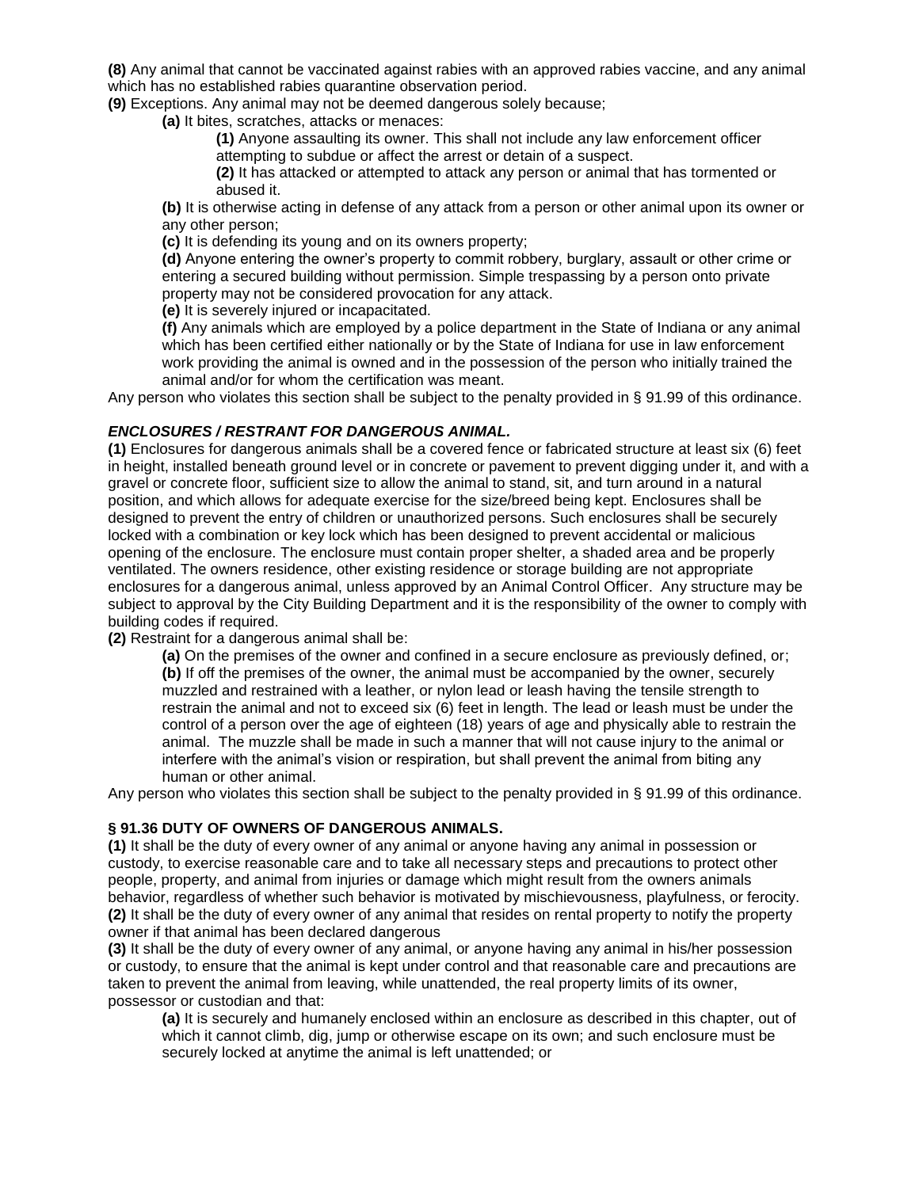**(8)** Any animal that cannot be vaccinated against rabies with an approved rabies vaccine, and any animal which has no established rabies quarantine observation period.

**(9)** Exceptions. Any animal may not be deemed dangerous solely because;

> **(a)** It bites, scratches, attacks or menaces:
>
> > **(1)** Anyone assaulting its owner. This shall not include any law enforcement officer attempting to subdue or affect the arrest or detain of a suspect.
> >
> > **(2)** It has attacked or attempted to attack any person or animal that has tormented or abused it.
>
> **(b)** It is otherwise acting in defense of any attack from a person or other animal upon its owner or any other person;
>
> **(c)** It is defending its young and on its owners property;
>
> **(d)** Anyone entering the owner's property to commit robbery, burglary, assault or other crime or entering a secured building without permission. Simple trespassing by a person onto private property may not be considered provocation for any attack.
>
> **(e)** It is severely injured or incapacitated.
>
> **(f)** Any animals which are employed by a police department in the State of Indiana or any animal which has been certified either nationally or by the State of Indiana for use in law enforcement work providing the animal is owned and in the possession of the person who initially trained the animal and/or for whom the certification was meant.

Any person who violates this section shall be subject to the penalty provided in § 91.99 of this ordinance.

### ***ENCLOSURES / RESTRANT FOR DANGEROUS ANIMAL.***

**(1)** Enclosures for dangerous animals shall be a covered fence or fabricated structure at least six (6) feet in height, installed beneath ground level or in concrete or pavement to prevent digging under it, and with a gravel or concrete floor, sufficient size to allow the animal to stand, sit, and turn around in a natural position, and which allows for adequate exercise for the size/breed being kept. Enclosures shall be designed to prevent the entry of children or unauthorized persons. Such enclosures shall be securely locked with a combination or key lock which has been designed to prevent accidental or malicious opening of the enclosure. The enclosure must contain proper shelter, a shaded area and be properly ventilated. The owners residence, other existing residence or storage building are not appropriate enclosures for a dangerous animal, unless approved by an Animal Control Officer. Any structure may be subject to approval by the City Building Department and it is the responsibility of the owner to comply with building codes if required.

**(2)** Restraint for a dangerous animal shall be:

> **(a)** On the premises of the owner and confined in a secure enclosure as previously defined, or;
>
> **(b)** If off the premises of the owner, the animal must be accompanied by the owner, securely muzzled and restrained with a leather, or nylon lead or leash having the tensile strength to restrain the animal and not to exceed six (6) feet in length. The lead or leash must be under the control of a person over the age of eighteen (18) years of age and physically able to restrain the animal. The muzzle shall be made in such a manner that will not cause injury to the animal or interfere with the animal's vision or respiration, but shall prevent the animal from biting any human or other animal.

Any person who violates this section shall be subject to the penalty provided in § 91.99 of this ordinance.

### **§ 91.36 DUTY OF OWNERS OF DANGEROUS ANIMALS.**

**(1)** It shall be the duty of every owner of any animal or anyone having any animal in possession or custody, to exercise reasonable care and to take all necessary steps and precautions to protect other people, property, and animal from injuries or damage which might result from the owners animals behavior, regardless of whether such behavior is motivated by mischievousness, playfulness, or ferocity.

**(2)** It shall be the duty of every owner of any animal that resides on rental property to notify the property owner if that animal has been declared dangerous

**(3)** It shall be the duty of every owner of any animal, or anyone having any animal in his/her possession or custody, to ensure that the animal is kept under control and that reasonable care and precautions are taken to prevent the animal from leaving, while unattended, the real property limits of its owner, possessor or custodian and that:

> **(a)** It is securely and humanely enclosed within an enclosure as described in this chapter, out of which it cannot climb, dig, jump or otherwise escape on its own; and such enclosure must be securely locked at anytime the animal is left unattended; or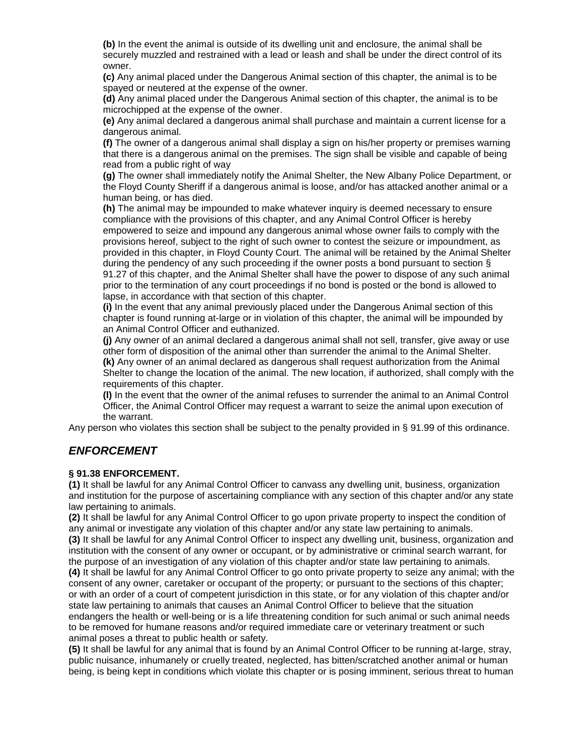**(b)** In the event the animal is outside of its dwelling unit and enclosure, the animal shall be securely muzzled and restrained with a lead or leash and shall be under the direct control of its owner.

**(c)** Any animal placed under the Dangerous Animal section of this chapter, the animal is to be spayed or neutered at the expense of the owner.

**(d)** Any animal placed under the Dangerous Animal section of this chapter, the animal is to be microchipped at the expense of the owner.

**(e)** Any animal declared a dangerous animal shall purchase and maintain a current license for a dangerous animal.

**(f)** The owner of a dangerous animal shall display a sign on his/her property or premises warning that there is a dangerous animal on the premises. The sign shall be visible and capable of being read from a public right of way

**(g)** The owner shall immediately notify the Animal Shelter, the New Albany Police Department, or the Floyd County Sheriff if a dangerous animal is loose, and/or has attacked another animal or a human being, or has died.

**(h)** The animal may be impounded to make whatever inquiry is deemed necessary to ensure compliance with the provisions of this chapter, and any Animal Control Officer is hereby empowered to seize and impound any dangerous animal whose owner fails to comply with the provisions hereof, subject to the right of such owner to contest the seizure or impoundment, as provided in this chapter, in Floyd County Court. The animal will be retained by the Animal Shelter during the pendency of any such proceeding if the owner posts a bond pursuant to section § 91.27 of this chapter, and the Animal Shelter shall have the power to dispose of any such animal prior to the termination of any court proceedings if no bond is posted or the bond is allowed to lapse, in accordance with that section of this chapter.

**(i)** In the event that any animal previously placed under the Dangerous Animal section of this chapter is found running at-large or in violation of this chapter, the animal will be impounded by an Animal Control Officer and euthanized.

**(j)** Any owner of an animal declared a dangerous animal shall not sell, transfer, give away or use other form of disposition of the animal other than surrender the animal to the Animal Shelter.

**(k)** Any owner of an animal declared as dangerous shall request authorization from the Animal Shelter to change the location of the animal. The new location, if authorized, shall comply with the requirements of this chapter.

**(l)** In the event that the owner of the animal refuses to surrender the animal to an Animal Control Officer, the Animal Control Officer may request a warrant to seize the animal upon execution of the warrant.

Any person who violates this section shall be subject to the penalty provided in § 91.99 of this ordinance.

## *ENFORCEMENT*

**§ 91.38 ENFORCEMENT.**

**(1)** It shall be lawful for any Animal Control Officer to canvass any dwelling unit, business, organization and institution for the purpose of ascertaining compliance with any section of this chapter and/or any state law pertaining to animals.

**(2)** It shall be lawful for any Animal Control Officer to go upon private property to inspect the condition of any animal or investigate any violation of this chapter and/or any state law pertaining to animals.

**(3)** It shall be lawful for any Animal Control Officer to inspect any dwelling unit, business, organization and institution with the consent of any owner or occupant, or by administrative or criminal search warrant, for the purpose of an investigation of any violation of this chapter and/or state law pertaining to animals.

**(4)** It shall be lawful for any Animal Control Officer to go onto private property to seize any animal; with the consent of any owner, caretaker or occupant of the property; or pursuant to the sections of this chapter; or with an order of a court of competent jurisdiction in this state, or for any violation of this chapter and/or state law pertaining to animals that causes an Animal Control Officer to believe that the situation endangers the health or well-being or is a life threatening condition for such animal or such animal needs to be removed for humane reasons and/or required immediate care or veterinary treatment or such animal poses a threat to public health or safety.

**(5)** It shall be lawful for any animal that is found by an Animal Control Officer to be running at-large, stray, public nuisance, inhumanely or cruelly treated, neglected, has bitten/scratched another animal or human being, is being kept in conditions which violate this chapter or is posing imminent, serious threat to human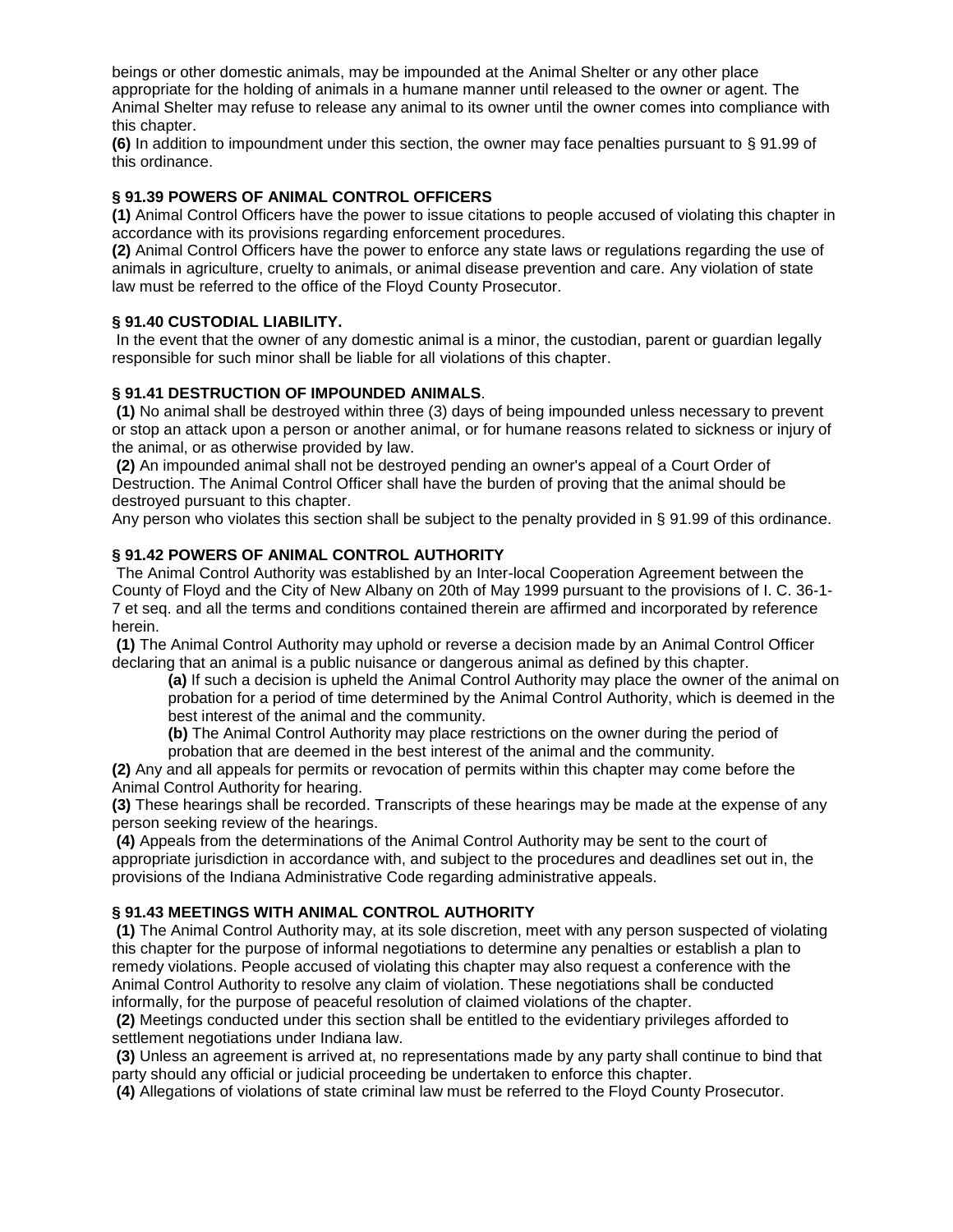beings or other domestic animals, may be impounded at the Animal Shelter or any other place appropriate for the holding of animals in a humane manner until released to the owner or agent. The Animal Shelter may refuse to release any animal to its owner until the owner comes into compliance with this chapter.

**(6)** In addition to impoundment under this section, the owner may face penalties pursuant to § 91.99 of this ordinance.

**§ 91.39 POWERS OF ANIMAL CONTROL OFFICERS**

**(1)** Animal Control Officers have the power to issue citations to people accused of violating this chapter in accordance with its provisions regarding enforcement procedures.

**(2)** Animal Control Officers have the power to enforce any state laws or regulations regarding the use of animals in agriculture, cruelty to animals, or animal disease prevention and care. Any violation of state law must be referred to the office of the Floyd County Prosecutor.

**§ 91.40 CUSTODIAL LIABILITY.**

In the event that the owner of any domestic animal is a minor, the custodian, parent or guardian legally responsible for such minor shall be liable for all violations of this chapter.

**§ 91.41 DESTRUCTION OF IMPOUNDED ANIMALS**.

**(1)** No animal shall be destroyed within three (3) days of being impounded unless necessary to prevent or stop an attack upon a person or another animal, or for humane reasons related to sickness or injury of the animal, or as otherwise provided by law.

**(2)** An impounded animal shall not be destroyed pending an owner's appeal of a Court Order of Destruction. The Animal Control Officer shall have the burden of proving that the animal should be destroyed pursuant to this chapter.

Any person who violates this section shall be subject to the penalty provided in § 91.99 of this ordinance.

**§ 91.42 POWERS OF ANIMAL CONTROL AUTHORITY**

The Animal Control Authority was established by an Inter-local Cooperation Agreement between the County of Floyd and the City of New Albany on 20th of May 1999 pursuant to the provisions of I. C. 36-1-7 et seq. and all the terms and conditions contained therein are affirmed and incorporated by reference herein.

**(1)** The Animal Control Authority may uphold or reverse a decision made by an Animal Control Officer declaring that an animal is a public nuisance or dangerous animal as defined by this chapter.

> **(a)** If such a decision is upheld the Animal Control Authority may place the owner of the animal on probation for a period of time determined by the Animal Control Authority, which is deemed in the best interest of the animal and the community.
>
> **(b)** The Animal Control Authority may place restrictions on the owner during the period of probation that are deemed in the best interest of the animal and the community.

**(2)** Any and all appeals for permits or revocation of permits within this chapter may come before the Animal Control Authority for hearing.

**(3)** These hearings shall be recorded. Transcripts of these hearings may be made at the expense of any person seeking review of the hearings.

**(4)** Appeals from the determinations of the Animal Control Authority may be sent to the court of appropriate jurisdiction in accordance with, and subject to the procedures and deadlines set out in, the provisions of the Indiana Administrative Code regarding administrative appeals.

**§ 91.43 MEETINGS WITH ANIMAL CONTROL AUTHORITY**

**(1)** The Animal Control Authority may, at its sole discretion, meet with any person suspected of violating this chapter for the purpose of informal negotiations to determine any penalties or establish a plan to remedy violations. People accused of violating this chapter may also request a conference with the Animal Control Authority to resolve any claim of violation. These negotiations shall be conducted informally, for the purpose of peaceful resolution of claimed violations of the chapter.

**(2)** Meetings conducted under this section shall be entitled to the evidentiary privileges afforded to settlement negotiations under Indiana law.

**(3)** Unless an agreement is arrived at, no representations made by any party shall continue to bind that party should any official or judicial proceeding be undertaken to enforce this chapter.

**(4)** Allegations of violations of state criminal law must be referred to the Floyd County Prosecutor.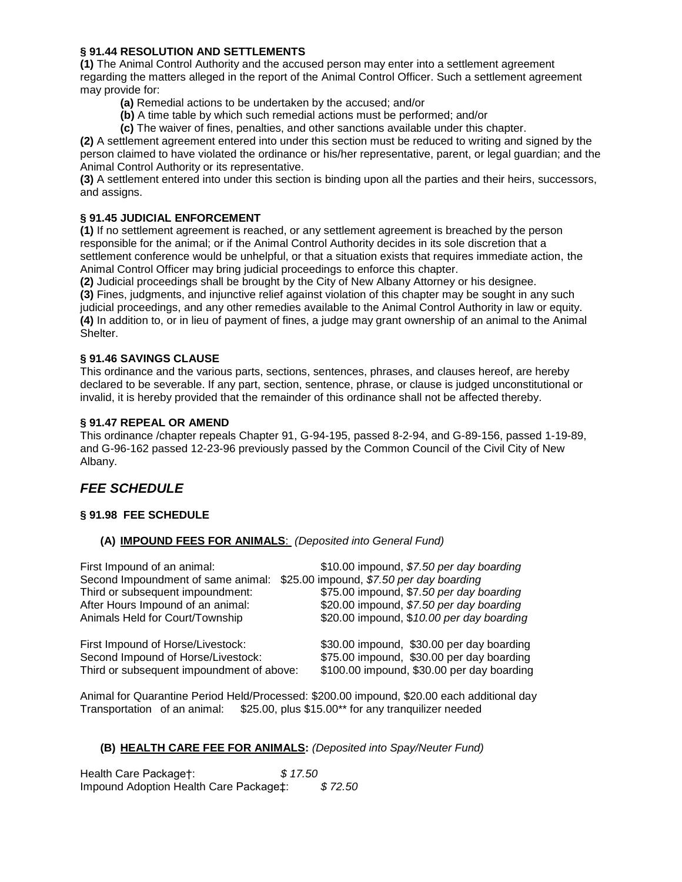#### § 91.44 RESOLUTION AND SETTLEMENTS

**(1)** The Animal Control Authority and the accused person may enter into a settlement agreement regarding the matters alleged in the report of the Animal Control Officer. Such a settlement agreement may provide for:

**(a)** Remedial actions to be undertaken by the accused; and/or

**(b)** A time table by which such remedial actions must be performed; and/or

**(c)** The waiver of fines, penalties, and other sanctions available under this chapter.

**(2)** A settlement agreement entered into under this section must be reduced to writing and signed by the person claimed to have violated the ordinance or his/her representative, parent, or legal guardian; and the Animal Control Authority or its representative.

**(3)** A settlement entered into under this section is binding upon all the parties and their heirs, successors, and assigns.

#### § 91.45 JUDICIAL ENFORCEMENT

**(1)** If no settlement agreement is reached, or any settlement agreement is breached by the person responsible for the animal; or if the Animal Control Authority decides in its sole discretion that a settlement conference would be unhelpful, or that a situation exists that requires immediate action, the Animal Control Officer may bring judicial proceedings to enforce this chapter.

**(2)** Judicial proceedings shall be brought by the City of New Albany Attorney or his designee.

**(3)** Fines, judgments, and injunctive relief against violation of this chapter may be sought in any such judicial proceedings, and any other remedies available to the Animal Control Authority in law or equity.

**(4)** In addition to, or in lieu of payment of fines, a judge may grant ownership of an animal to the Animal Shelter.

#### § 91.46 SAVINGS CLAUSE

This ordinance and the various parts, sections, sentences, phrases, and clauses hereof, are hereby declared to be severable. If any part, section, sentence, phrase, or clause is judged unconstitutional or invalid, it is hereby provided that the remainder of this ordinance shall not be affected thereby.

#### § 91.47 REPEAL OR AMEND

This ordinance /chapter repeals Chapter 91, G-94-195, passed 8-2-94, and G-89-156, passed 1-19-89, and G-96-162 passed 12-23-96 previously passed by the Common Council of the Civil City of New Albany.

## *FEE SCHEDULE*

#### § 91.98 FEE SCHEDULE

**(A) IMPOUND FEES FOR ANIMALS**: *(Deposited into General Fund)*

| | |
|---|---|
| First Impound of an animal: | $10.00 impound, *$7.50 per day boarding* |
| Second Impoundment of same animal: | $25.00 impound, *$7.50 per day boarding* |
| Third or subsequent impoundment: | $75.00 impound, $7*.50 per day boarding* |
| After Hours Impound of an animal: | $20.00 impound, *$7.50 per day boarding* |
| Animals Held for Court/Township | $20.00 impound, $*10.00 per day boarding* |
| First Impound of Horse/Livestock: | $30.00 impound, $30.00 per day boarding |
| Second Impound of Horse/Livestock: | $75.00 impound, $30.00 per day boarding |
| Third or subsequent impoundment of above: | $100.00 impound, $30.00 per day boarding |

Animal for Quarantine Period Held/Processed: $200.00 impound, $20.00 each additional day
Transportation of an animal: $25.00, plus $15.00** for any tranquilizer needed

**(B) HEALTH CARE FEE FOR ANIMALS:** *(Deposited into Spay/Neuter Fund)*

| | |
|---|---|
| Health Care Package†: | *$ 17.50* |
| Impound Adoption Health Care Package‡: | *$ 72.50* |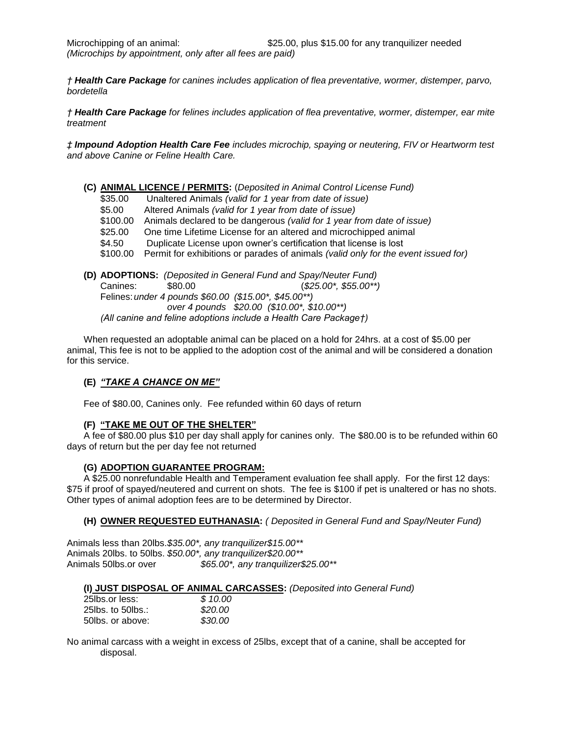Microchipping of an animal: $25.00, plus $15.00 for any tranquilizer needed
*(Microchips by appointment, only after all fees are paid)*

*† **Health Care Package** for canines includes application of flea preventative, wormer, distemper, parvo, bordetella*

*† **Health Care Package** for felines includes application of flea preventative, wormer, distemper, ear mite treatment*

*‡ **Impound Adoption Health Care Fee** includes microchip, spaying or neutering, FIV or Heartworm test and above Canine or Feline Health Care.*

**(C) ANIMAL LICENCE / PERMITS:** (*Deposited in Animal Control License Fund)*

- $35.00 Unaltered Animals *(valid for 1 year from date of issue)*
- $5.00 Altered Animals *(valid for 1 year from date of issue)*
- $100.00 Animals declared to be dangerous *(valid for 1 year from date of issue)*
- $25.00 One time Lifetime License for an altered and microchipped animal
- $4.50 Duplicate License upon owner's certification that license is lost
- $100.00 Permit for exhibitions or parades of animals *(valid only for the event issued for)*

**(D) ADOPTIONS:** *(Deposited in General Fund and Spay/Neuter Fund)*

Canines: $80.00 (*$25.00*, $55.00***)

Felines: *under 4 pounds $60.00 ($15.00*, $45.00**)*

*over 4 pounds $20.00 ($10.00*, $10.00**)*

*(All canine and feline adoptions include a Health Care Package†)*

When requested an adoptable animal can be placed on a hold for 24hrs. at a cost of $5.00 per animal, This fee is not to be applied to the adoption cost of the animal and will be considered a donation for this service.

**(E) *"TAKE A CHANCE ON ME"***

Fee of $80.00, Canines only. Fee refunded within 60 days of return

**(F) "TAKE ME OUT OF THE SHELTER"**

A fee of $80.00 plus $10 per day shall apply for canines only. The $80.00 is to be refunded within 60 days of return but the per day fee not returned

**(G) ADOPTION GUARANTEE PROGRAM:**

A $25.00 nonrefundable Health and Temperament evaluation fee shall apply. For the first 12 days: $75 if proof of spayed/neutered and current on shots. The fee is $100 if pet is unaltered or has no shots. Other types of animal adoption fees are to be determined by Director.

**(H) OWNER REQUESTED EUTHANASIA:** *( Deposited in General Fund and Spay/Neuter Fund)*

Animals less than 20lbs.*$35.00*, any tranquilizer$15.00***
Animals 20lbs. to 50lbs. *$50.00*, any tranquilizer$20.00***
Animals 50lbs.or over *$65.00*, any tranquilizer$25.00***

**(I) JUST DISPOSAL OF ANIMAL CARCASSES:** *(Deposited into General Fund)*

| | |
|---|---|
| 25lbs.or less: | *$ 10.00* |
| 25lbs. to 50lbs.: | *$20.00* |
| 50lbs. or above: | *$30.00* |

No animal carcass with a weight in excess of 25lbs, except that of a canine, shall be accepted for disposal.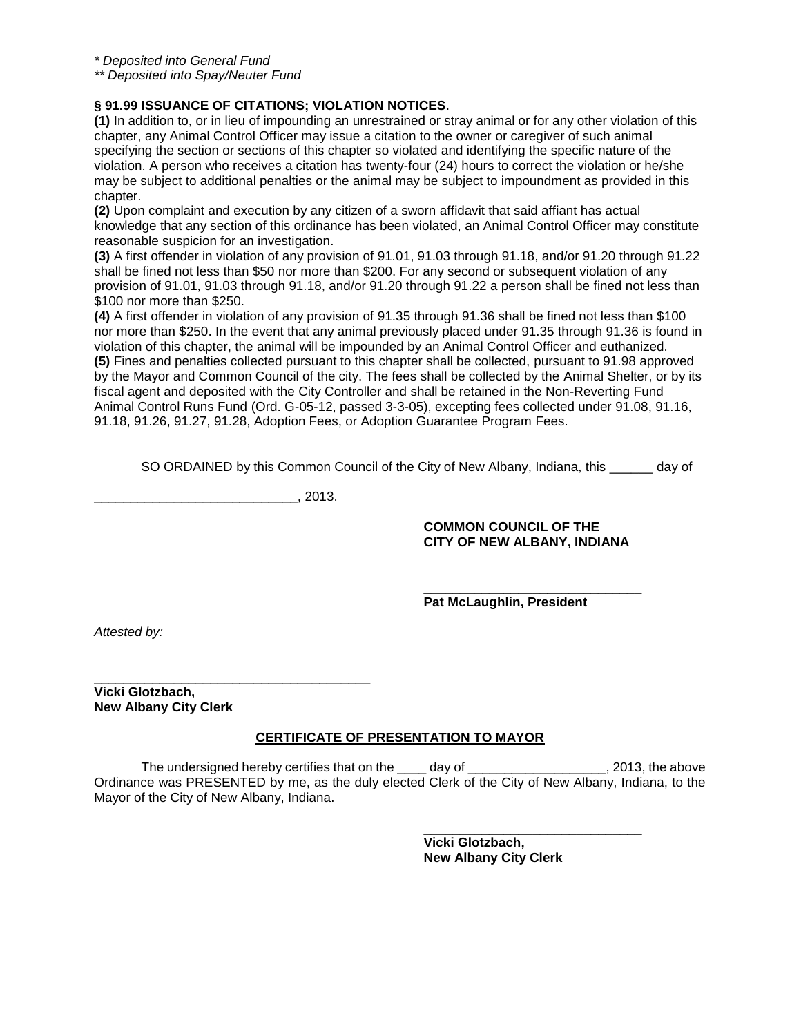*\* Deposited into General Fund*
*\*\* Deposited into Spay/Neuter Fund*

**§ 91.99 ISSUANCE OF CITATIONS; VIOLATION NOTICES**.

**(1)** In addition to, or in lieu of impounding an unrestrained or stray animal or for any other violation of this chapter, any Animal Control Officer may issue a citation to the owner or caregiver of such animal specifying the section or sections of this chapter so violated and identifying the specific nature of the violation. A person who receives a citation has twenty-four (24) hours to correct the violation or he/she may be subject to additional penalties or the animal may be subject to impoundment as provided in this chapter.

**(2)** Upon complaint and execution by any citizen of a sworn affidavit that said affiant has actual knowledge that any section of this ordinance has been violated, an Animal Control Officer may constitute reasonable suspicion for an investigation.

**(3)** A first offender in violation of any provision of 91.01, 91.03 through 91.18, and/or 91.20 through 91.22 shall be fined not less than $50 nor more than $200. For any second or subsequent violation of any provision of 91.01, 91.03 through 91.18, and/or 91.20 through 91.22 a person shall be fined not less than $100 nor more than $250.

**(4)** A first offender in violation of any provision of 91.35 through 91.36 shall be fined not less than $100 nor more than $250. In the event that any animal previously placed under 91.35 through 91.36 is found in violation of this chapter, the animal will be impounded by an Animal Control Officer and euthanized.

**(5)** Fines and penalties collected pursuant to this chapter shall be collected, pursuant to 91.98 approved by the Mayor and Common Council of the city. The fees shall be collected by the Animal Shelter, or by its fiscal agent and deposited with the City Controller and shall be retained in the Non-Reverting Fund Animal Control Runs Fund (Ord. G-05-12, passed 3-3-05), excepting fees collected under 91.08, 91.16, 91.18, 91.26, 91.27, 91.28, Adoption Fees, or Adoption Guarantee Program Fees.

SO ORDAINED by this Common Council of the City of New Albany, Indiana, this ______ day of ____________________________, 2013.

**COMMON COUNCIL OF THE**
**CITY OF NEW ALBANY, INDIANA**

______________________________
**Pat McLaughlin, President**

*Attested by:*

______________________________________
**Vicki Glotzbach,**
**New Albany City Clerk**

**CERTIFICATE OF PRESENTATION TO MAYOR**

The undersigned hereby certifies that on the ____ day of ___________________, 2013, the above Ordinance was PRESENTED by me, as the duly elected Clerk of the City of New Albany, Indiana, to the Mayor of the City of New Albany, Indiana.

______________________________
**Vicki Glotzbach,**
**New Albany City Clerk**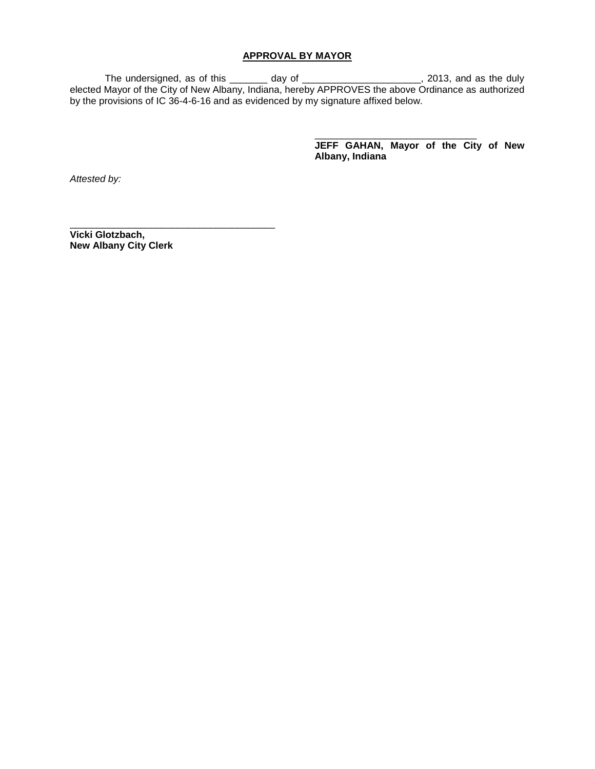## APPROVAL BY MAYOR

The undersigned, as of this _______ day of ______________________, 2013, and as the duly elected Mayor of the City of New Albany, Indiana, hereby APPROVES the above Ordinance as authorized by the provisions of IC 36-4-6-16 and as evidenced by my signature affixed below.

_______________________________
**JEFF GAHAN, Mayor of the City of New Albany, Indiana**

*Attested by:*

_______________________________________
**Vicki Glotzbach,**
**New Albany City Clerk**